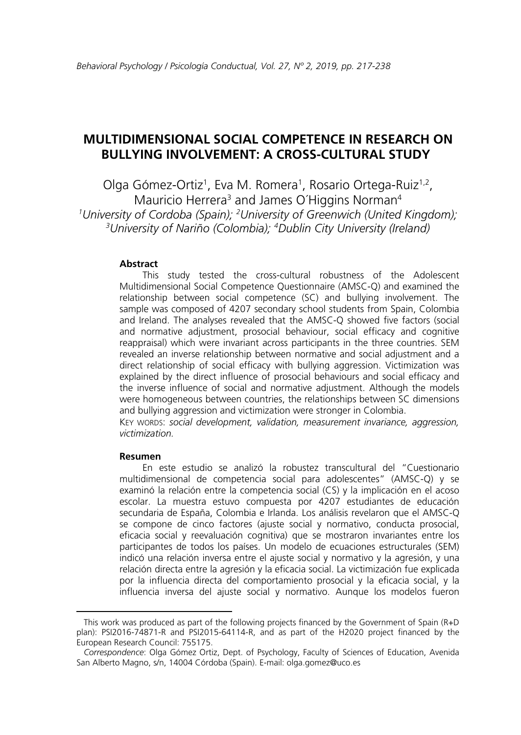# MULTIDIMENSIONAL SOCIAL COMPETENCE IN RESEARCH ON BULLYING INVOLVEMENT: A CROSS-CULTURAL STUDY

Olga Gómez-Ortiz[1], Eva M. Romera[1], Rosario Ortega-Ruiz[1,2], Mauricio Herrera[3] and James O´Higgins Norman[4]

*[1]University of Cordoba (Spain); [2]University of Greenwich (United Kingdom); [3]University of Nariño (Colombia); [4]Dublin City University (Ireland)*

### Abstract

This study tested the cross-cultural robustness of the Adolescent Multidimensional Social Competence Questionnaire (AMSC-Q) and examined the relationship between social competence (SC) and bullying involvement. The sample was composed of 4207 secondary school students from Spain, Colombia and Ireland. The analyses revealed that the AMSC-Q showed five factors (social and normative adjustment, prosocial behaviour, social efficacy and cognitive reappraisal) which were invariant across participants in the three countries. SEM revealed an inverse relationship between normative and social adjustment and a direct relationship of social efficacy with bullying aggression. Victimization was explained by the direct influence of prosocial behaviours and social efficacy and the inverse influence of social and normative adjustment. Although the models were homogeneous between countries, the relationships between SC dimensions and bullying aggression and victimization were stronger in Colombia.

KEY WORDS: *social development, validation, measurement invariance, aggression, victimization.*

### Resumen

En este estudio se analizó la robustez transcultural del "Cuestionario multidimensional de competencia social para adolescentes" (AMSC-Q) y se examinó la relación entre la competencia social (CS) y la implicación en el acoso escolar. La muestra estuvo compuesta por 4207 estudiantes de educación secundaria de España, Colombia e Irlanda. Los análisis revelaron que el AMSC-Q se compone de cinco factores (ajuste social y normativo, conducta prosocial, eficacia social y reevaluación cognitiva) que se mostraron invariantes entre los participantes de todos los países. Un modelo de ecuaciones estructurales (SEM) indicó una relación inversa entre el ajuste social y normativo y la agresión, y una relación directa entre la agresión y la eficacia social. La victimización fue explicada por la influencia directa del comportamiento prosocial y la eficacia social, y la influencia inversa del ajuste social y normativo. Aunque los modelos fueron

---

This work was produced as part of the following projects financed by the Government of Spain (R+D plan): PSI2016-74871-R and PSI2015-64114-R, and as part of the H2020 project financed by the European Research Council: 755175.

*Correspondence*: Olga Gómez Ortiz, Dept. of Psychology, Faculty of Sciences of Education, Avenida San Alberto Magno, s/n, 14004 Córdoba (Spain). E-mail: olga.gomez@uco.es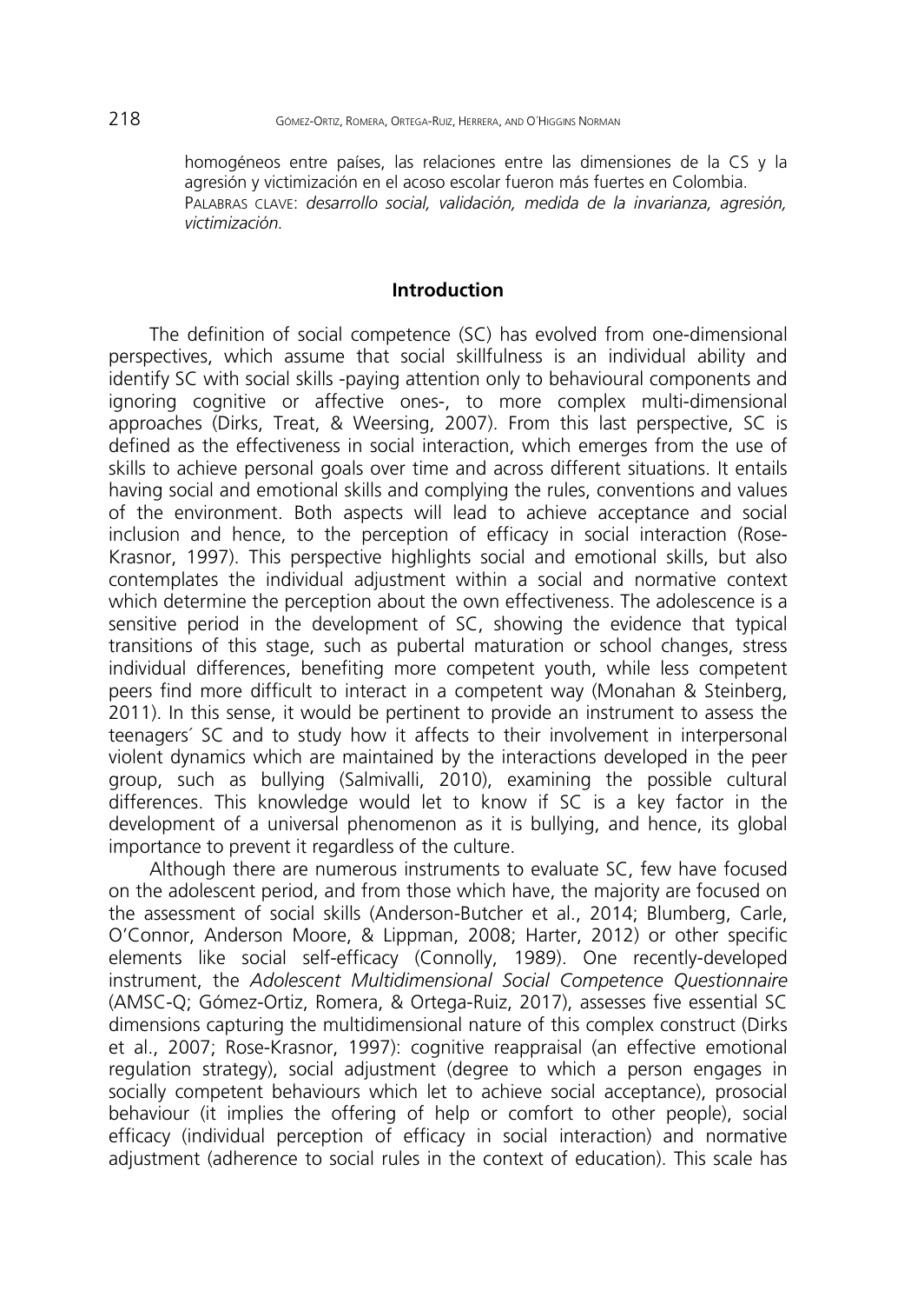homogéneos entre países, las relaciones entre las dimensiones de la CS y la agresión y victimización en el acoso escolar fueron más fuertes en Colombia.
PALABRAS CLAVE: *desarrollo social, validación, medida de la invarianza, agresión, victimización.*

## Introduction

The definition of social competence (SC) has evolved from one-dimensional perspectives, which assume that social skillfulness is an individual ability and identify SC with social skills -paying attention only to behavioural components and ignoring cognitive or affective ones-, to more complex multi-dimensional approaches (Dirks, Treat, & Weersing, 2007). From this last perspective, SC is defined as the effectiveness in social interaction, which emerges from the use of skills to achieve personal goals over time and across different situations. It entails having social and emotional skills and complying the rules, conventions and values of the environment. Both aspects will lead to achieve acceptance and social inclusion and hence, to the perception of efficacy in social interaction (Rose-Krasnor, 1997). This perspective highlights social and emotional skills, but also contemplates the individual adjustment within a social and normative context which determine the perception about the own effectiveness. The adolescence is a sensitive period in the development of SC, showing the evidence that typical transitions of this stage, such as pubertal maturation or school changes, stress individual differences, benefiting more competent youth, while less competent peers find more difficult to interact in a competent way (Monahan & Steinberg, 2011). In this sense, it would be pertinent to provide an instrument to assess the teenagers´ SC and to study how it affects to their involvement in interpersonal violent dynamics which are maintained by the interactions developed in the peer group, such as bullying (Salmivalli, 2010), examining the possible cultural differences. This knowledge would let to know if SC is a key factor in the development of a universal phenomenon as it is bullying, and hence, its global importance to prevent it regardless of the culture.

Although there are numerous instruments to evaluate SC, few have focused on the adolescent period, and from those which have, the majority are focused on the assessment of social skills (Anderson-Butcher et al., 2014; Blumberg, Carle, O'Connor, Anderson Moore, & Lippman, 2008; Harter, 2012) or other specific elements like social self-efficacy (Connolly, 1989). One recently-developed instrument, the *Adolescent Multidimensional Social Competence Questionnaire* (AMSC-Q; Gómez-Ortiz, Romera, & Ortega-Ruiz, 2017), assesses five essential SC dimensions capturing the multidimensional nature of this complex construct (Dirks et al., 2007; Rose-Krasnor, 1997): cognitive reappraisal (an effective emotional regulation strategy), social adjustment (degree to which a person engages in socially competent behaviours which let to achieve social acceptance), prosocial behaviour (it implies the offering of help or comfort to other people), social efficacy (individual perception of efficacy in social interaction) and normative adjustment (adherence to social rules in the context of education). This scale has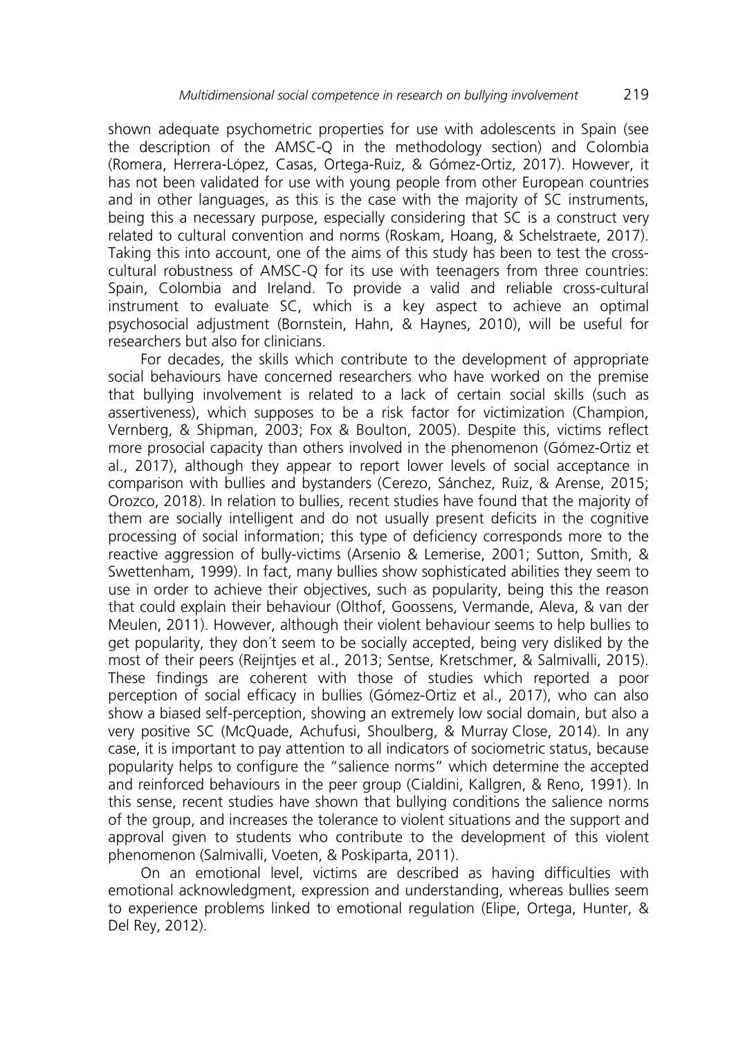shown adequate psychometric properties for use with adolescents in Spain (see the description of the AMSC-Q in the methodology section) and Colombia (Romera, Herrera-López, Casas, Ortega-Ruiz, & Gómez-Ortiz, 2017). However, it has not been validated for use with young people from other European countries and in other languages, as this is the case with the majority of SC instruments, being this a necessary purpose, especially considering that SC is a construct very related to cultural convention and norms (Roskam, Hoang, & Schelstraete, 2017). Taking this into account, one of the aims of this study has been to test the cross-cultural robustness of AMSC-Q for its use with teenagers from three countries: Spain, Colombia and Ireland. To provide a valid and reliable cross-cultural instrument to evaluate SC, which is a key aspect to achieve an optimal psychosocial adjustment (Bornstein, Hahn, & Haynes, 2010), will be useful for researchers but also for clinicians.

For decades, the skills which contribute to the development of appropriate social behaviours have concerned researchers who have worked on the premise that bullying involvement is related to a lack of certain social skills (such as assertiveness), which supposes to be a risk factor for victimization (Champion, Vernberg, & Shipman, 2003; Fox & Boulton, 2005). Despite this, victims reflect more prosocial capacity than others involved in the phenomenon (Gómez-Ortiz et al., 2017), although they appear to report lower levels of social acceptance in comparison with bullies and bystanders (Cerezo, Sánchez, Ruiz, & Arense, 2015; Orozco, 2018). In relation to bullies, recent studies have found that the majority of them are socially intelligent and do not usually present deficits in the cognitive processing of social information; this type of deficiency corresponds more to the reactive aggression of bully-victims (Arsenio & Lemerise, 2001; Sutton, Smith, & Swettenham, 1999). In fact, many bullies show sophisticated abilities they seem to use in order to achieve their objectives, such as popularity, being this the reason that could explain their behaviour (Olthof, Goossens, Vermande, Aleva, & van der Meulen, 2011). However, although their violent behaviour seems to help bullies to get popularity, they don´t seem to be socially accepted, being very disliked by the most of their peers (Reijntjes et al., 2013; Sentse, Kretschmer, & Salmivalli, 2015). These findings are coherent with those of studies which reported a poor perception of social efficacy in bullies (Gómez-Ortiz et al., 2017), who can also show a biased self-perception, showing an extremely low social domain, but also a very positive SC (McQuade, Achufusi, Shoulberg, & Murray Close, 2014). In any case, it is important to pay attention to all indicators of sociometric status, because popularity helps to configure the "salience norms" which determine the accepted and reinforced behaviours in the peer group (Cialdini, Kallgren, & Reno, 1991). In this sense, recent studies have shown that bullying conditions the salience norms of the group, and increases the tolerance to violent situations and the support and approval given to students who contribute to the development of this violent phenomenon (Salmivalli, Voeten, & Poskiparta, 2011).

On an emotional level, victims are described as having difficulties with emotional acknowledgment, expression and understanding, whereas bullies seem to experience problems linked to emotional regulation (Elipe, Ortega, Hunter, & Del Rey, 2012).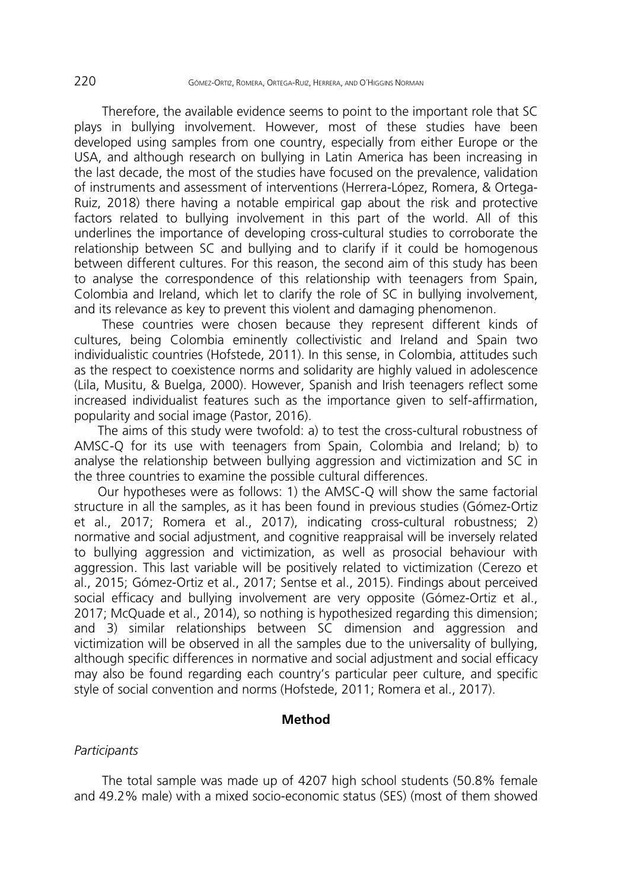Therefore, the available evidence seems to point to the important role that SC plays in bullying involvement. However, most of these studies have been developed using samples from one country, especially from either Europe or the USA, and although research on bullying in Latin America has been increasing in the last decade, the most of the studies have focused on the prevalence, validation of instruments and assessment of interventions (Herrera-López, Romera, & Ortega-Ruiz, 2018) there having a notable empirical gap about the risk and protective factors related to bullying involvement in this part of the world. All of this underlines the importance of developing cross-cultural studies to corroborate the relationship between SC and bullying and to clarify if it could be homogenous between different cultures. For this reason, the second aim of this study has been to analyse the correspondence of this relationship with teenagers from Spain, Colombia and Ireland, which let to clarify the role of SC in bullying involvement, and its relevance as key to prevent this violent and damaging phenomenon.

These countries were chosen because they represent different kinds of cultures, being Colombia eminently collectivistic and Ireland and Spain two individualistic countries (Hofstede, 2011). In this sense, in Colombia, attitudes such as the respect to coexistence norms and solidarity are highly valued in adolescence (Lila, Musitu, & Buelga, 2000). However, Spanish and Irish teenagers reflect some increased individualist features such as the importance given to self-affirmation, popularity and social image (Pastor, 2016).

The aims of this study were twofold: a) to test the cross-cultural robustness of AMSC-Q for its use with teenagers from Spain, Colombia and Ireland; b) to analyse the relationship between bullying aggression and victimization and SC in the three countries to examine the possible cultural differences.

Our hypotheses were as follows: 1) the AMSC-Q will show the same factorial structure in all the samples, as it has been found in previous studies (Gómez-Ortiz et al., 2017; Romera et al., 2017), indicating cross-cultural robustness; 2) normative and social adjustment, and cognitive reappraisal will be inversely related to bullying aggression and victimization, as well as prosocial behaviour with aggression. This last variable will be positively related to victimization (Cerezo et al., 2015; Gómez-Ortiz et al., 2017; Sentse et al., 2015). Findings about perceived social efficacy and bullying involvement are very opposite (Gómez-Ortiz et al., 2017; McQuade et al., 2014), so nothing is hypothesized regarding this dimension; and 3) similar relationships between SC dimension and aggression and victimization will be observed in all the samples due to the universality of bullying, although specific differences in normative and social adjustment and social efficacy may also be found regarding each country's particular peer culture, and specific style of social convention and norms (Hofstede, 2011; Romera et al., 2017).

## Method

### *Participants*

The total sample was made up of 4207 high school students (50.8% female and 49.2% male) with a mixed socio-economic status (SES) (most of them showed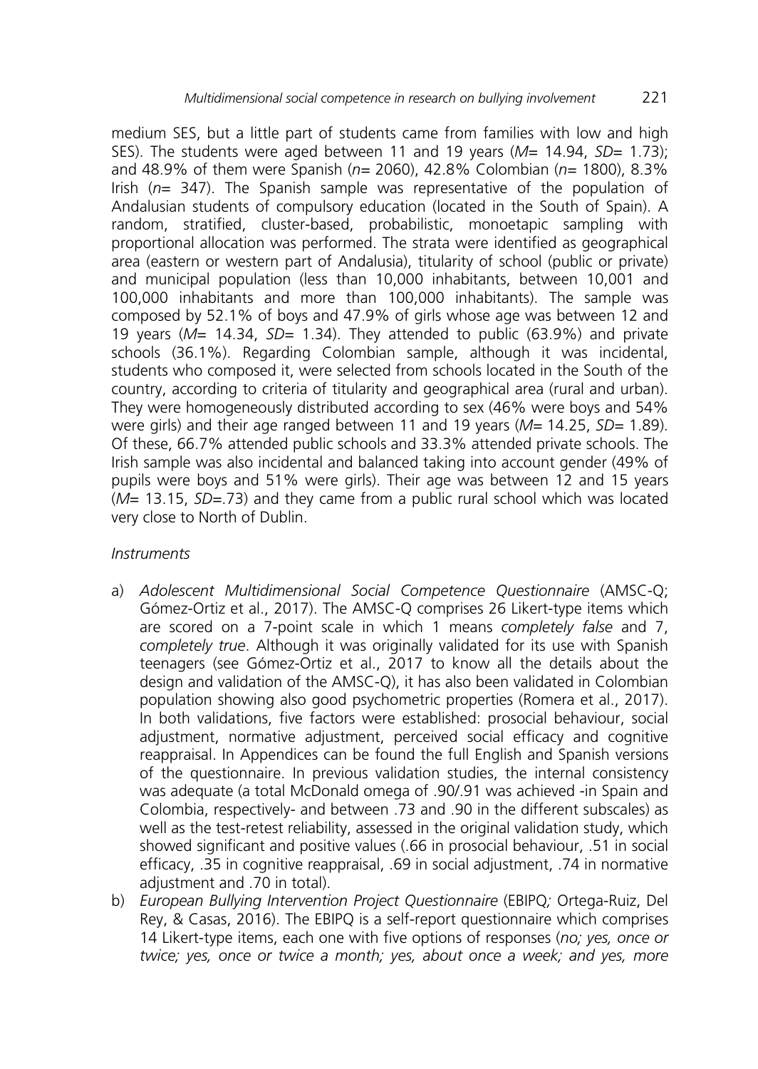medium SES, but a little part of students came from families with low and high SES). The students were aged between 11 and 19 years (*M*= 14.94, *SD*= 1.73); and 48.9% of them were Spanish (*n*= 2060), 42.8% Colombian (*n*= 1800), 8.3% Irish (*n*= 347). The Spanish sample was representative of the population of Andalusian students of compulsory education (located in the South of Spain). A random, stratified, cluster-based, probabilistic, monoetapic sampling with proportional allocation was performed. The strata were identified as geographical area (eastern or western part of Andalusia), titularity of school (public or private) and municipal population (less than 10,000 inhabitants, between 10,001 and 100,000 inhabitants and more than 100,000 inhabitants). The sample was composed by 52.1% of boys and 47.9% of girls whose age was between 12 and 19 years (*M*= 14.34, *SD*= 1.34). They attended to public (63.9%) and private schools (36.1%). Regarding Colombian sample, although it was incidental, students who composed it, were selected from schools located in the South of the country, according to criteria of titularity and geographical area (rural and urban). They were homogeneously distributed according to sex (46% were boys and 54% were girls) and their age ranged between 11 and 19 years (*M*= 14.25, *SD*= 1.89). Of these, 66.7% attended public schools and 33.3% attended private schools. The Irish sample was also incidental and balanced taking into account gender (49% of pupils were boys and 51% were girls). Their age was between 12 and 15 years (*M*= 13.15, *SD*=.73) and they came from a public rural school which was located very close to North of Dublin.

*Instruments*

a) *Adolescent Multidimensional Social Competence Questionnaire* (AMSC-Q; Gómez-Ortiz et al., 2017). The AMSC-Q comprises 26 Likert-type items which are scored on a 7-point scale in which 1 means *completely false* and 7, *completely true*. Although it was originally validated for its use with Spanish teenagers (see Gómez-Ortiz et al., 2017 to know all the details about the design and validation of the AMSC-Q), it has also been validated in Colombian population showing also good psychometric properties (Romera et al., 2017). In both validations, five factors were established: prosocial behaviour, social adjustment, normative adjustment, perceived social efficacy and cognitive reappraisal. In Appendices can be found the full English and Spanish versions of the questionnaire. In previous validation studies, the internal consistency was adequate (a total McDonald omega of .90/.91 was achieved -in Spain and Colombia, respectively- and between .73 and .90 in the different subscales) as well as the test-retest reliability, assessed in the original validation study, which showed significant and positive values (.66 in prosocial behaviour, .51 in social efficacy, .35 in cognitive reappraisal, .69 in social adjustment, .74 in normative adjustment and .70 in total).

b) *European Bullying Intervention Project Questionnaire* (EBIPQ*;* Ortega-Ruiz, Del Rey, & Casas, 2016). The EBIPQ is a self-report questionnaire which comprises 14 Likert-type items, each one with five options of responses (*no; yes, once or twice; yes, once or twice a month; yes, about once a week; and yes, more*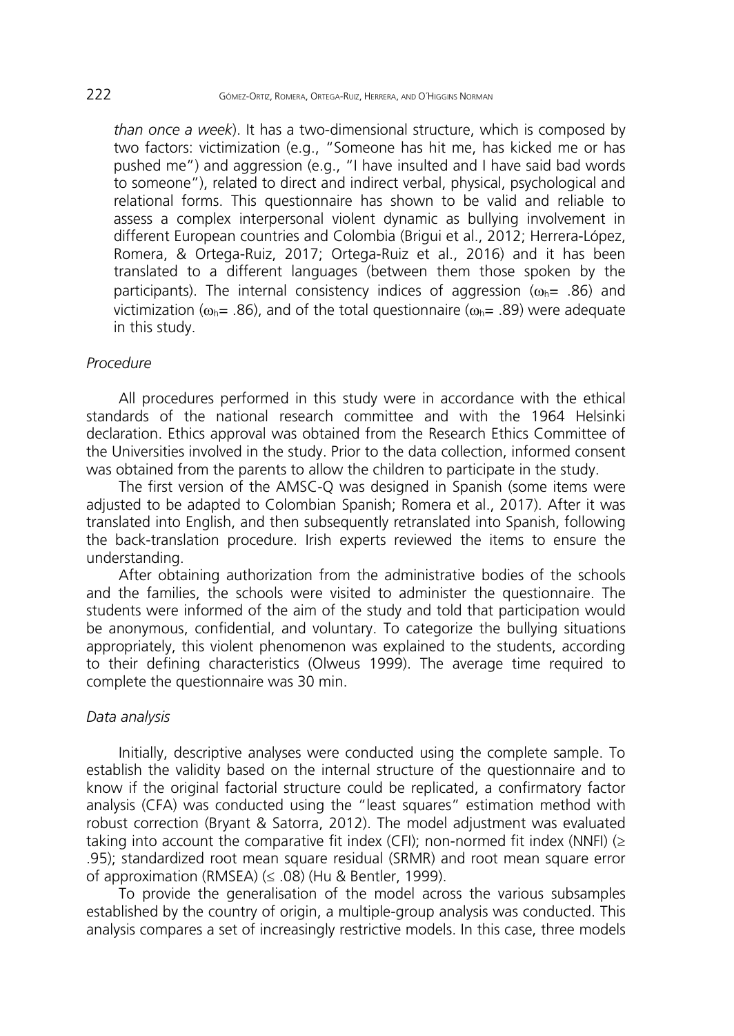*than once a week*). It has a two-dimensional structure, which is composed by two factors: victimization (e.g., "Someone has hit me, has kicked me or has pushed me") and aggression (e.g., "I have insulted and I have said bad words to someone"), related to direct and indirect verbal, physical, psychological and relational forms. This questionnaire has shown to be valid and reliable to assess a complex interpersonal violent dynamic as bullying involvement in different European countries and Colombia (Brigui et al., 2012; Herrera-López, Romera, & Ortega-Ruiz, 2017; Ortega-Ruiz et al., 2016) and it has been translated to a different languages (between them those spoken by the participants). The internal consistency indices of aggression ($\omega_h$= .86) and victimization ($\omega_h$= .86), and of the total questionnaire ($\omega_h$= .89) were adequate in this study.

*Procedure*

All procedures performed in this study were in accordance with the ethical standards of the national research committee and with the 1964 Helsinki declaration. Ethics approval was obtained from the Research Ethics Committee of the Universities involved in the study. Prior to the data collection, informed consent was obtained from the parents to allow the children to participate in the study.

The first version of the AMSC-Q was designed in Spanish (some items were adjusted to be adapted to Colombian Spanish; Romera et al., 2017). After it was translated into English, and then subsequently retranslated into Spanish, following the back-translation procedure. Irish experts reviewed the items to ensure the understanding.

After obtaining authorization from the administrative bodies of the schools and the families, the schools were visited to administer the questionnaire. The students were informed of the aim of the study and told that participation would be anonymous, confidential, and voluntary. To categorize the bullying situations appropriately, this violent phenomenon was explained to the students, according to their defining characteristics (Olweus 1999). The average time required to complete the questionnaire was 30 min.

*Data analysis*

Initially, descriptive analyses were conducted using the complete sample. To establish the validity based on the internal structure of the questionnaire and to know if the original factorial structure could be replicated, a confirmatory factor analysis (CFA) was conducted using the "least squares" estimation method with robust correction (Bryant & Satorra, 2012). The model adjustment was evaluated taking into account the comparative fit index (CFI); non-normed fit index (NNFI) ($\geq$ .95); standardized root mean square residual (SRMR) and root mean square error of approximation (RMSEA) ($\leq$ .08) (Hu & Bentler, 1999).

To provide the generalisation of the model across the various subsamples established by the country of origin, a multiple-group analysis was conducted. This analysis compares a set of increasingly restrictive models. In this case, three models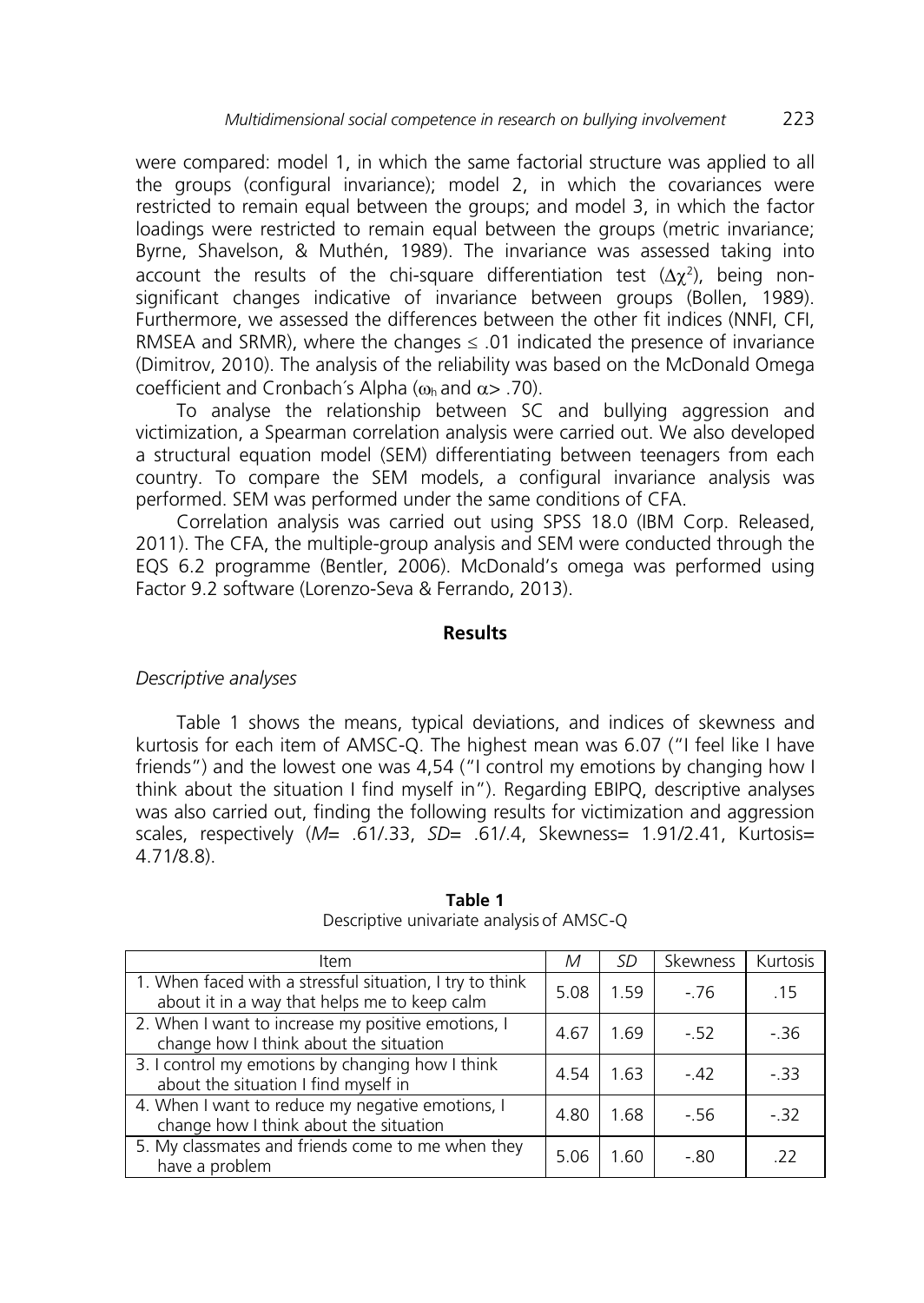were compared: model 1, in which the same factorial structure was applied to all the groups (configural invariance); model 2, in which the covariances were restricted to remain equal between the groups; and model 3, in which the factor loadings were restricted to remain equal between the groups (metric invariance; Byrne, Shavelson, & Muthén, 1989). The invariance was assessed taking into account the results of the chi-square differentiation test ($\Delta\chi^2$), being non-significant changes indicative of invariance between groups (Bollen, 1989). Furthermore, we assessed the differences between the other fit indices (NNFI, CFI, RMSEA and SRMR), where the changes $\leq .01$ indicated the presence of invariance (Dimitrov, 2010). The analysis of the reliability was based on the McDonald Omega coefficient and Cronbach´s Alpha ($\omega_h$ and $\alpha > .70$).

To analyse the relationship between SC and bullying aggression and victimization, a Spearman correlation analysis were carried out. We also developed a structural equation model (SEM) differentiating between teenagers from each country. To compare the SEM models, a configural invariance analysis was performed. SEM was performed under the same conditions of CFA.

Correlation analysis was carried out using SPSS 18.0 (IBM Corp. Released, 2011). The CFA, the multiple-group analysis and SEM were conducted through the EQS 6.2 programme (Bentler, 2006). McDonald's omega was performed using Factor 9.2 software (Lorenzo-Seva & Ferrando, 2013).

## Results

*Descriptive analyses*

Table 1 shows the means, typical deviations, and indices of skewness and kurtosis for each item of AMSC-Q. The highest mean was 6.07 ("I feel like I have friends") and the lowest one was 4,54 ("I control my emotions by changing how I think about the situation I find myself in"). Regarding EBIPQ, descriptive analyses was also carried out, finding the following results for victimization and aggression scales, respectively (*M*= .61/.33, *SD*= .61/.4, Skewness= 1.91/2.41, Kurtosis= 4.71/8.8).

**Table 1**
Descriptive univariate analysis of AMSC-Q

| Item | *M* | *SD* | Skewness | Kurtosis |
|---|---|---|---|---|
| 1. When faced with a stressful situation, I try to think about it in a way that helps me to keep calm | 5.08 | 1.59 | -.76 | .15 |
| 2. When I want to increase my positive emotions, I change how I think about the situation | 4.67 | 1.69 | -.52 | -.36 |
| 3. I control my emotions by changing how I think about the situation I find myself in | 4.54 | 1.63 | -.42 | -.33 |
| 4. When I want to reduce my negative emotions, I change how I think about the situation | 4.80 | 1.68 | -.56 | -.32 |
| 5. My classmates and friends come to me when they have a problem | 5.06 | 1.60 | -.80 | .22 |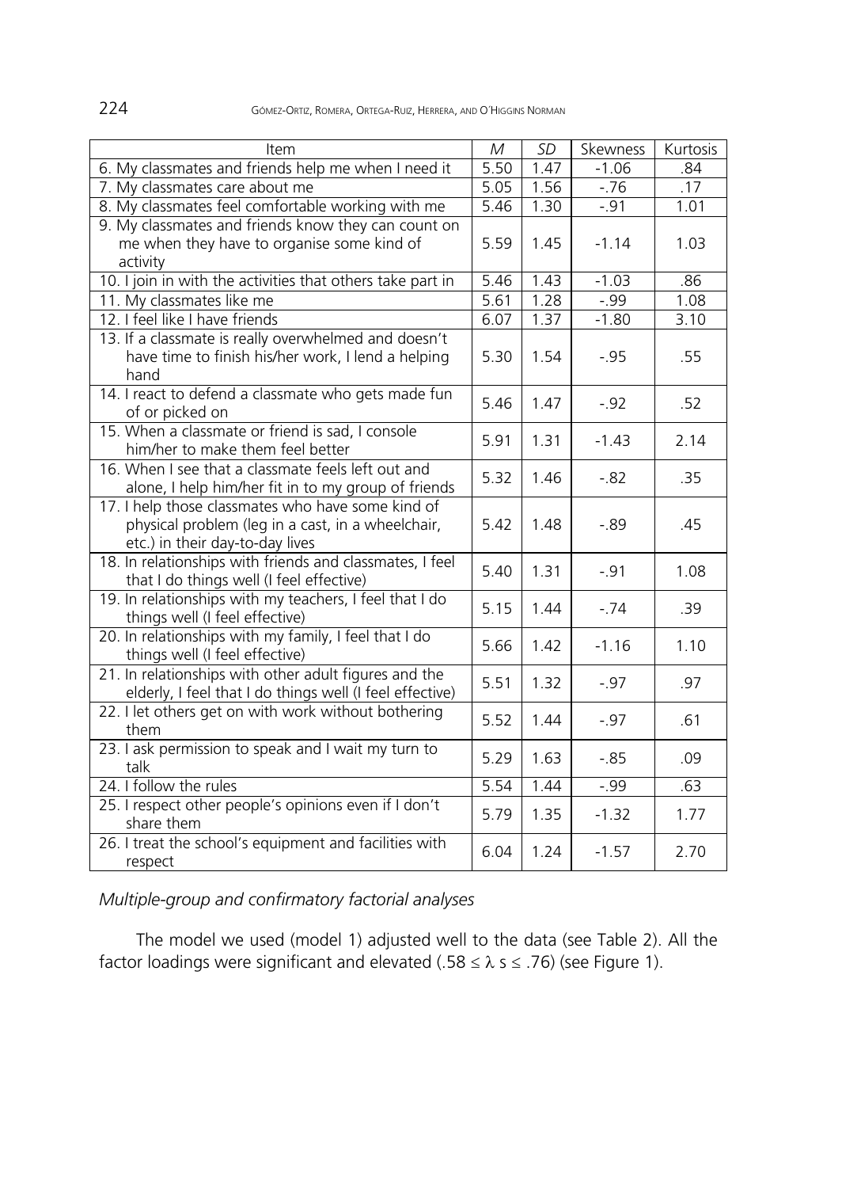| Item | *M* | *SD* | Skewness | Kurtosis |
|---|---|---|---|---|
| 6. My classmates and friends help me when I need it | 5.50 | 1.47 | -1.06 | .84 |
| 7. My classmates care about me | 5.05 | 1.56 | -.76 | .17 |
| 8. My classmates feel comfortable working with me | 5.46 | 1.30 | -.91 | 1.01 |
| 9. My classmates and friends know they can count on me when they have to organise some kind of activity | 5.59 | 1.45 | -1.14 | 1.03 |
| 10. I join in with the activities that others take part in | 5.46 | 1.43 | -1.03 | .86 |
| 11. My classmates like me | 5.61 | 1.28 | -.99 | 1.08 |
| 12. I feel like I have friends | 6.07 | 1.37 | -1.80 | 3.10 |
| 13. If a classmate is really overwhelmed and doesn't have time to finish his/her work, I lend a helping hand | 5.30 | 1.54 | -.95 | .55 |
| 14. I react to defend a classmate who gets made fun of or picked on | 5.46 | 1.47 | -.92 | .52 |
| 15. When a classmate or friend is sad, I console him/her to make them feel better | 5.91 | 1.31 | -1.43 | 2.14 |
| 16. When I see that a classmate feels left out and alone, I help him/her fit in to my group of friends | 5.32 | 1.46 | -.82 | .35 |
| 17. I help those classmates who have some kind of physical problem (leg in a cast, in a wheelchair, etc.) in their day-to-day lives | 5.42 | 1.48 | -.89 | .45 |
| 18. In relationships with friends and classmates, I feel that I do things well (I feel effective) | 5.40 | 1.31 | -.91 | 1.08 |
| 19. In relationships with my teachers, I feel that I do things well (I feel effective) | 5.15 | 1.44 | -.74 | .39 |
| 20. In relationships with my family, I feel that I do things well (I feel effective) | 5.66 | 1.42 | -1.16 | 1.10 |
| 21. In relationships with other adult figures and the elderly, I feel that I do things well (I feel effective) | 5.51 | 1.32 | -.97 | .97 |
| 22. I let others get on with work without bothering them | 5.52 | 1.44 | -.97 | .61 |
| 23. I ask permission to speak and I wait my turn to talk | 5.29 | 1.63 | -.85 | .09 |
| 24. I follow the rules | 5.54 | 1.44 | -.99 | .63 |
| 25. I respect other people's opinions even if I don't share them | 5.79 | 1.35 | -1.32 | 1.77 |
| 26. I treat the school's equipment and facilities with respect | 6.04 | 1.24 | -1.57 | 2.70 |

*Multiple-group and confirmatory factorial analyses*

The model we used (model 1) adjusted well to the data (see Table 2). All the factor loadings were significant and elevated ($.58 \leq \lambda s \leq .76$) (see Figure 1).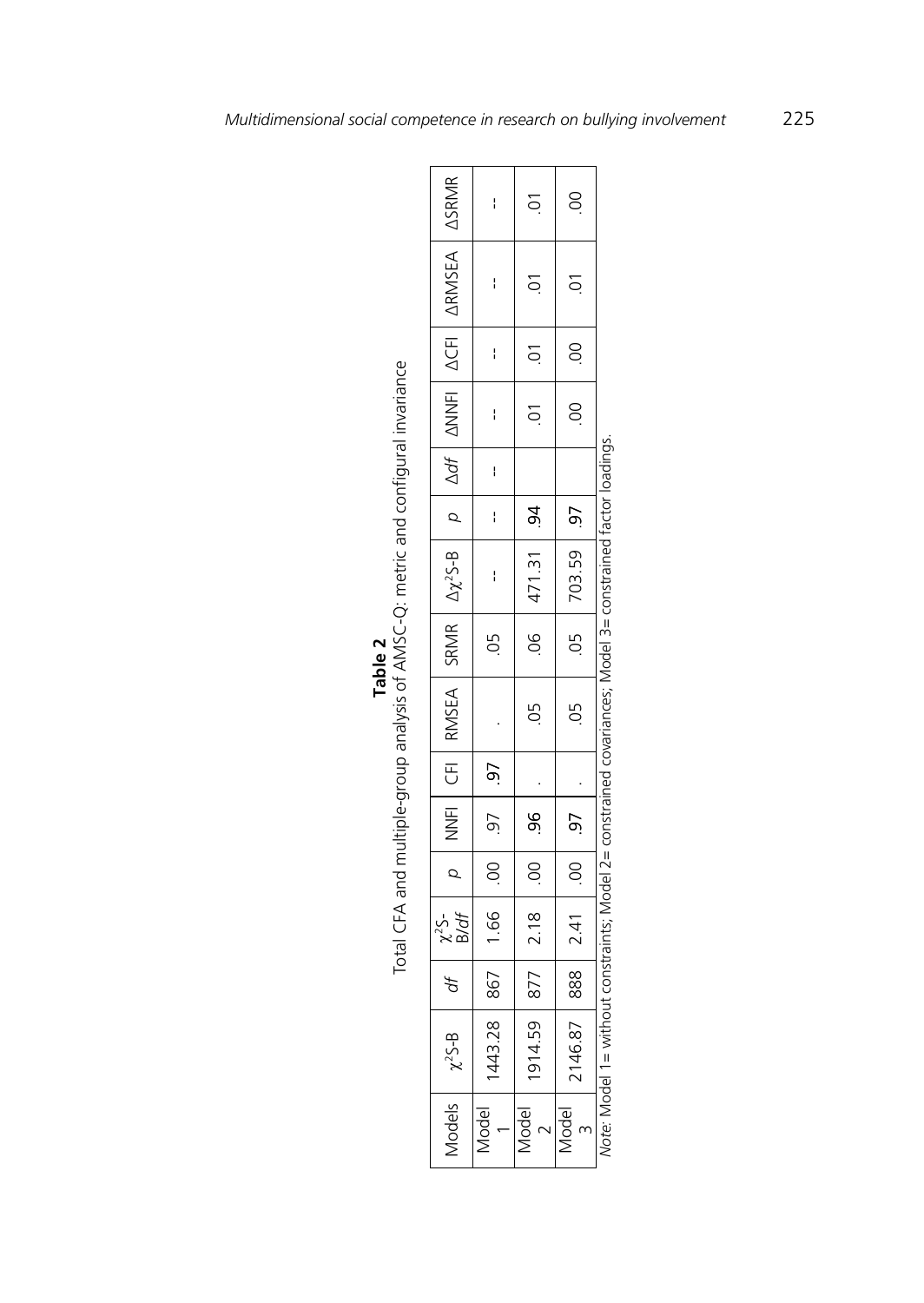**Table 2**

Total CFA and multiple-group analysis of AMSC-Q: metric and configural invariance

| Models | $\chi^2$S-B | *df* | $\chi^2$S-B/*df* | *p* | NNFI | CFI | RMSEA | SRMR | $\Delta\chi^2$S-B | *p* | $\Delta df$ | ΔNNFI | ΔCFI | ΔRMSEA | ΔSRMR |
|---|---|---|---|---|---|---|---|---|---|---|---|---|---|---|---|
| Model 1 | 1443.28 | 867 | 1.66 | .00 | .97 | .97 | . | .05 | -- | -- | -- | -- | -- | -- | -- |
| Model 2 | 1914.59 | 877 | 2.18 | .00 | .96 | . | .05 | .06 | 471.31 | .94 | | .01 | .01 | .01 | .01 |
| Model 3 | 2146.87 | 888 | 2.41 | .00 | .97 | . | .05 | .05 | 703.59 | .97 | | .00 | .00 | .01 | .00 |

*Note*: Model 1= without constraints; Model 2= constrained covariances; Model 3= constrained factor loadings.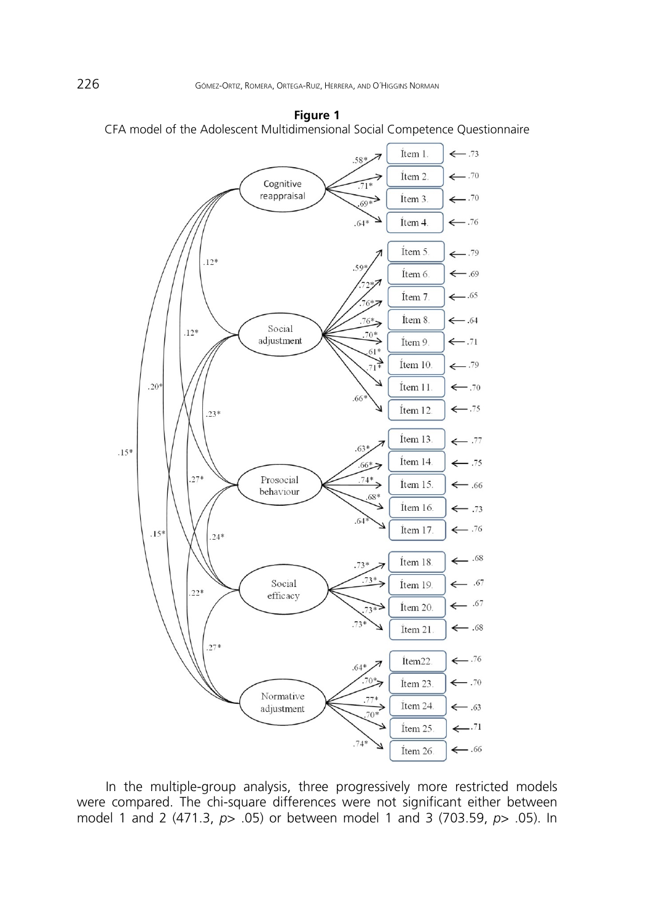**Figure 1**
CFA model of the Adolescent Multidimensional Social Competence Questionnaire

In the multiple-group analysis, three progressively more restricted models were compared. The chi-square differences were not significant either between model 1 and 2 (471.3, *p*> .05) or between model 1 and 3 (703.59, *p*> .05). In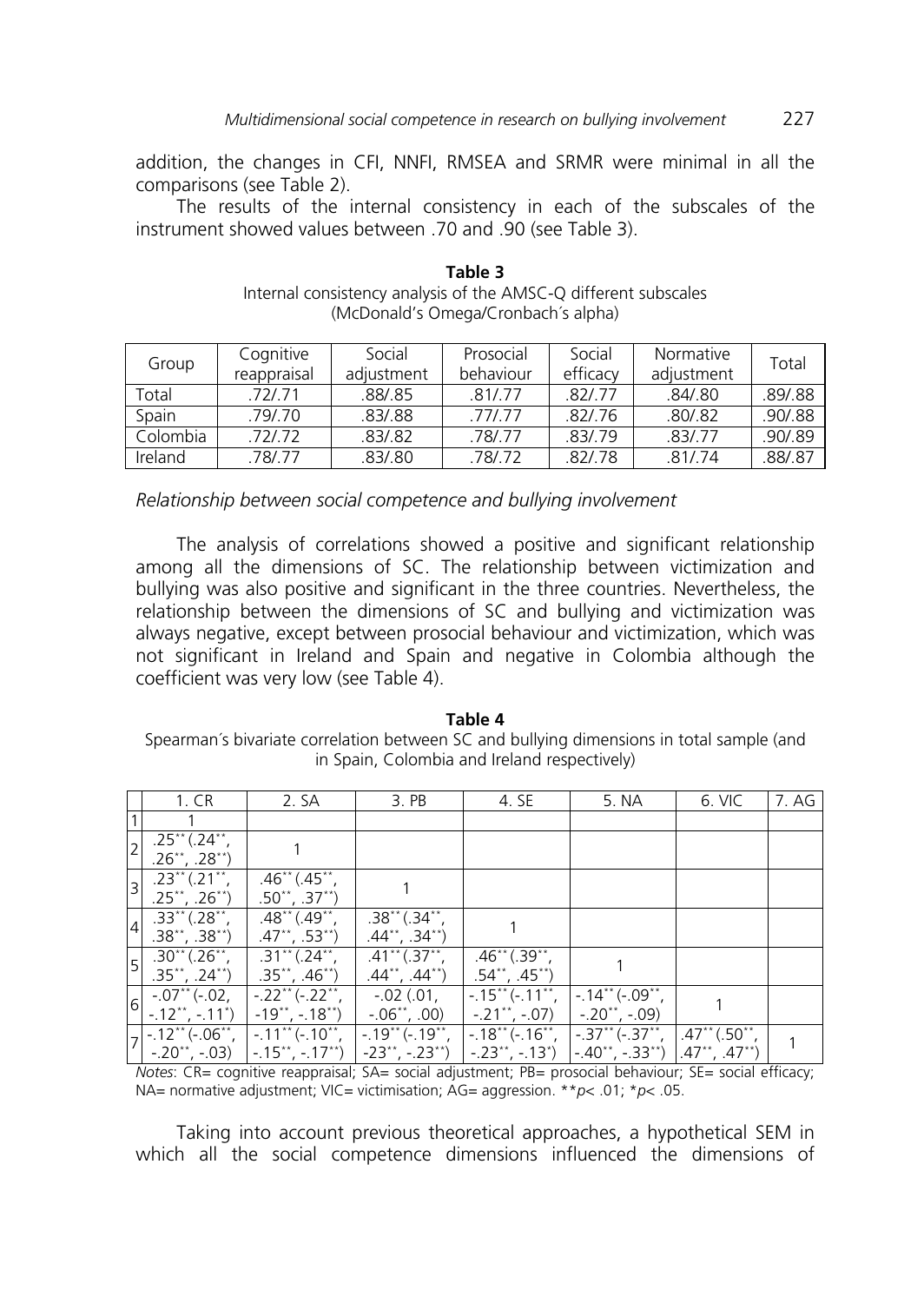addition, the changes in CFI, NNFI, RMSEA and SRMR were minimal in all the comparisons (see Table 2).

The results of the internal consistency in each of the subscales of the instrument showed values between .70 and .90 (see Table 3).

**Table 3**
Internal consistency analysis of the AMSC-Q different subscales (McDonald´s Omega/Cronbach´s alpha)

| Group | Cognitive reappraisal | Social adjustment | Prosocial behaviour | Social efficacy | Normative adjustment | Total |
|---|---|---|---|---|---|---|
| Total | .72/.71 | .88/.85 | .81/.77 | .82/.77 | .84/.80 | .89/.88 |
| Spain | .79/.70 | .83/.88 | .77/.77 | .82/.76 | .80/.82 | .90/.88 |
| Colombia | .72/.72 | .83/.82 | .78/.77 | .83/.79 | .83/.77 | .90/.89 |
| Ireland | .78/.77 | .83/.80 | .78/.72 | .82/.78 | .81/.74 | .88/.87 |

*Relationship between social competence and bullying involvement*

The analysis of correlations showed a positive and significant relationship among all the dimensions of SC. The relationship between victimization and bullying was also positive and significant in the three countries. Nevertheless, the relationship between the dimensions of SC and bullying and victimization was always negative, except between prosocial behaviour and victimization, which was not significant in Ireland and Spain and negative in Colombia although the coefficient was very low (see Table 4).

**Table 4**
Spearman´s bivariate correlation between SC and bullying dimensions in total sample (and in Spain, Colombia and Ireland respectively)

| | 1. CR | 2. SA | 3. PB | 4. SE | 5. NA | 6. VIC | 7. AG |
|---|---|---|---|---|---|---|---|
| 1 | 1 | | | | | | |
| 2 | .25** (.24**, .26**, .28**) | 1 | | | | | |
| 3 | .23** (.21**, .25**, .26**) | .46** (.45**, .50**, .37**) | 1 | | | | |
| 4 | .33** (.28**, .38**, .38**) | .48** (.49**, .47**, .53**) | .38** (.34**, .44**, .34**) | 1 | | | |
| 5 | .30** (.26**, .35**, .24**) | .31** (.24**, .35**, .46**) | .41** (.37**, .44**, .44**) | .46** (.39**, .54**, .45**) | 1 | | |
| 6 | -.07** (-.02, -.12**, -.11*) | -.22** (-.22**, -19**, -.18**) | -.02 (.01, -.06**, .00) | -.15** (-.11**, -.21**, -.07) | -.14** (-.09**, -.20**, -.09) | 1 | |
| 7 | -.12** (-.06**, -.20**, -.03) | -.11** (-.10**, -.15**, -.17**) | -.19** (-.19**, -23**, -.23**) | -.18** (-.16**, -.23**, -.13*) | -.37** (-.37**, -.40**, -.33**) | .47** (.50**, .47**, .47**) | 1 |

*Notes*: CR= cognitive reappraisal; SA= social adjustment; PB= prosocial behaviour; SE= social efficacy; NA= normative adjustment; VIC= victimisation; AG= aggression. $^{**}p < .01$; $^{*}p < .05$.

Taking into account previous theoretical approaches, a hypothetical SEM in which all the social competence dimensions influenced the dimensions of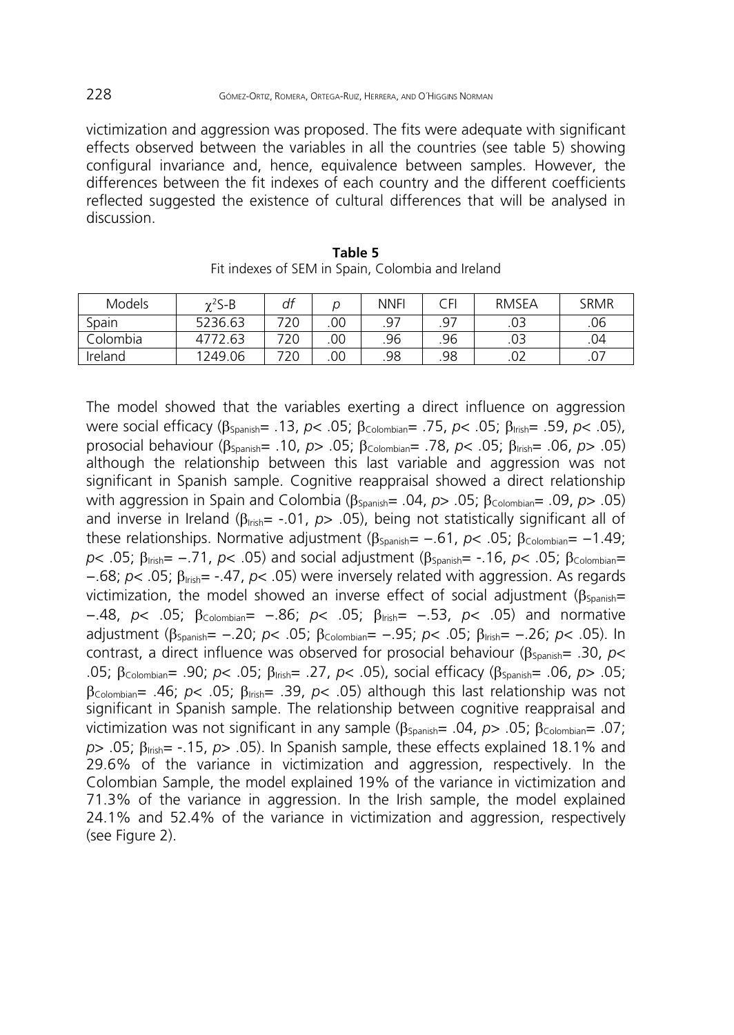victimization and aggression was proposed. The fits were adequate with significant effects observed between the variables in all the countries (see table 5) showing configural invariance and, hence, equivalence between samples. However, the differences between the fit indexes of each country and the different coefficients reflected suggested the existence of cultural differences that will be analysed in discussion.

**Table 5**
Fit indexes of SEM in Spain, Colombia and Ireland

| Models | $\chi^2$S-B | *df* | *p* | NNFI | CFI | RMSEA | SRMR |
|---|---|---|---|---|---|---|---|
| Spain | 5236.63 | 720 | .00 | .97 | .97 | .03 | .06 |
| Colombia | 4772.63 | 720 | .00 | .96 | .96 | .03 | .04 |
| Ireland | 1249.06 | 720 | .00 | .98 | .98 | .02 | .07 |

The model showed that the variables exerting a direct influence on aggression were social efficacy ($\beta_{Spanish}$= .13, $p<$ .05; $\beta_{Colombian}$= .75, $p<$ .05; $\beta_{Irish}$= .59, $p<$ .05), prosocial behaviour ($\beta_{Spanish}$= .10, $p>$ .05; $\beta_{Colombian}$= .78, $p<$ .05; $\beta_{Irish}$= .06, $p>$ .05) although the relationship between this last variable and aggression was not significant in Spanish sample. Cognitive reappraisal showed a direct relationship with aggression in Spain and Colombia ($\beta_{Spanish}$= .04, $p>$ .05; $\beta_{Colombian}$= .09, $p>$ .05) and inverse in Ireland ($\beta_{Irish}$= -.01, $p>$ .05), being not statistically significant all of these relationships. Normative adjustment ($\beta_{Spanish}$= −.61, $p<$ .05; $\beta_{Colombian}$= −1.49; $p<$ .05; $\beta_{Irish}$= −.71, $p<$ .05) and social adjustment ($\beta_{Spanish}$= -.16, $p<$ .05; $\beta_{Colombian}$= −.68; $p<$ .05; $\beta_{Irish}$= -.47, $p<$ .05) were inversely related with aggression. As regards victimization, the model showed an inverse effect of social adjustment ($\beta_{Spanish}$= −.48, $p<$ .05; $\beta_{Colombian}$= −.86; $p<$ .05; $\beta_{Irish}$= −.53, $p<$ .05) and normative adjustment ($\beta_{Spanish}$= −.20; $p<$ .05; $\beta_{Colombian}$= −.95; $p<$ .05; $\beta_{Irish}$= −.26; $p<$ .05). In contrast, a direct influence was observed for prosocial behaviour ($\beta_{Spanish}$= .30, $p<$ .05; $\beta_{Colombian}$= .90; $p<$ .05; $\beta_{Irish}$= .27, $p<$ .05), social efficacy ($\beta_{Spanish}$= .06, $p>$ .05; $\beta_{Colombian}$= .46; $p<$ .05; $\beta_{Irish}$= .39, $p<$ .05) although this last relationship was not significant in Spanish sample. The relationship between cognitive reappraisal and victimization was not significant in any sample ($\beta_{Spanish}$= .04, $p>$ .05; $\beta_{Colombian}$= .07; $p>$ .05; $\beta_{Irish}$= -.15, $p>$ .05). In Spanish sample, these effects explained 18.1% and 29.6% of the variance in victimization and aggression, respectively. In the Colombian Sample, the model explained 19% of the variance in victimization and 71.3% of the variance in aggression. In the Irish sample, the model explained 24.1% and 52.4% of the variance in victimization and aggression, respectively (see Figure 2).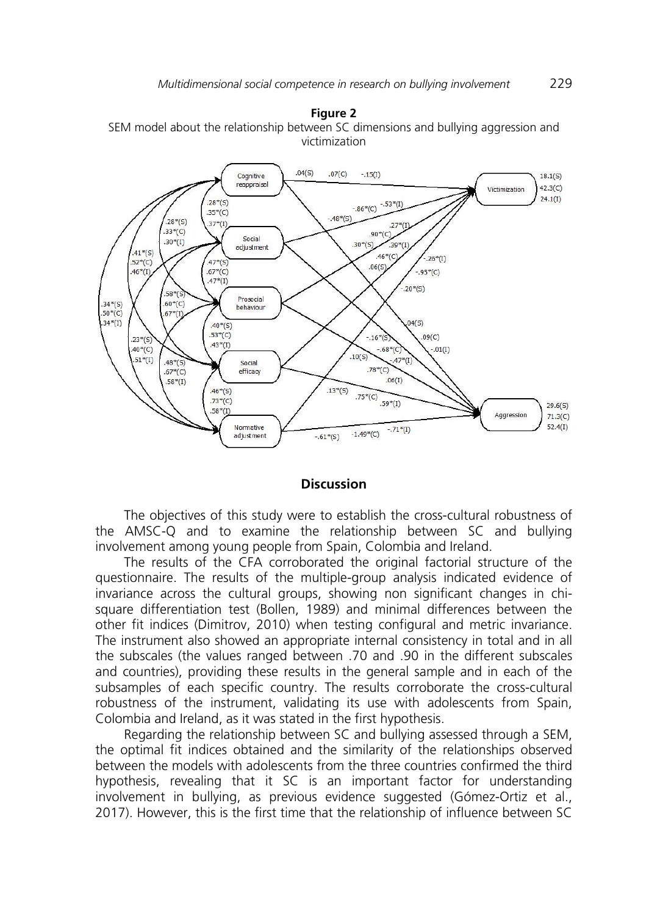**Figure 2**

SEM model about the relationship between SC dimensions and bullying aggression and victimization

## Discussion

The objectives of this study were to establish the cross-cultural robustness of the AMSC-Q and to examine the relationship between SC and bullying involvement among young people from Spain, Colombia and Ireland.

The results of the CFA corroborated the original factorial structure of the questionnaire. The results of the multiple-group analysis indicated evidence of invariance across the cultural groups, showing non significant changes in chi-square differentiation test (Bollen, 1989) and minimal differences between the other fit indices (Dimitrov, 2010) when testing configural and metric invariance. The instrument also showed an appropriate internal consistency in total and in all the subscales (the values ranged between .70 and .90 in the different subscales and countries), providing these results in the general sample and in each of the subsamples of each specific country. The results corroborate the cross-cultural robustness of the instrument, validating its use with adolescents from Spain, Colombia and Ireland, as it was stated in the first hypothesis.

Regarding the relationship between SC and bullying assessed through a SEM, the optimal fit indices obtained and the similarity of the relationships observed between the models with adolescents from the three countries confirmed the third hypothesis, revealing that it SC is an important factor for understanding involvement in bullying, as previous evidence suggested (Gómez-Ortiz et al., 2017). However, this is the first time that the relationship of influence between SC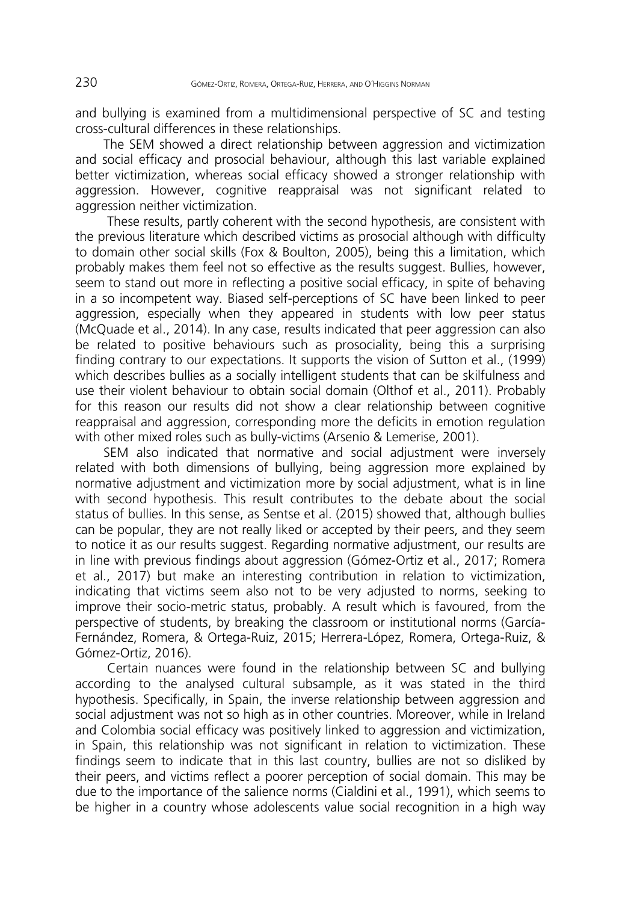and bullying is examined from a multidimensional perspective of SC and testing cross-cultural differences in these relationships.

The SEM showed a direct relationship between aggression and victimization and social efficacy and prosocial behaviour, although this last variable explained better victimization, whereas social efficacy showed a stronger relationship with aggression. However, cognitive reappraisal was not significant related to aggression neither victimization.

These results, partly coherent with the second hypothesis, are consistent with the previous literature which described victims as prosocial although with difficulty to domain other social skills (Fox & Boulton, 2005), being this a limitation, which probably makes them feel not so effective as the results suggest. Bullies, however, seem to stand out more in reflecting a positive social efficacy, in spite of behaving in a so incompetent way. Biased self-perceptions of SC have been linked to peer aggression, especially when they appeared in students with low peer status (McQuade et al., 2014). In any case, results indicated that peer aggression can also be related to positive behaviours such as prosociality, being this a surprising finding contrary to our expectations. It supports the vision of Sutton et al., (1999) which describes bullies as a socially intelligent students that can be skilfulness and use their violent behaviour to obtain social domain (Olthof et al., 2011). Probably for this reason our results did not show a clear relationship between cognitive reappraisal and aggression, corresponding more the deficits in emotion regulation with other mixed roles such as bully-victims (Arsenio & Lemerise, 2001).

SEM also indicated that normative and social adjustment were inversely related with both dimensions of bullying, being aggression more explained by normative adjustment and victimization more by social adjustment, what is in line with second hypothesis. This result contributes to the debate about the social status of bullies. In this sense, as Sentse et al. (2015) showed that, although bullies can be popular, they are not really liked or accepted by their peers, and they seem to notice it as our results suggest. Regarding normative adjustment, our results are in line with previous findings about aggression (Gómez-Ortiz et al., 2017; Romera et al., 2017) but make an interesting contribution in relation to victimization, indicating that victims seem also not to be very adjusted to norms, seeking to improve their socio-metric status, probably. A result which is favoured, from the perspective of students, by breaking the classroom or institutional norms (García-Fernández, Romera, & Ortega-Ruiz, 2015; Herrera-López, Romera, Ortega-Ruiz, & Gómez-Ortiz, 2016).

Certain nuances were found in the relationship between SC and bullying according to the analysed cultural subsample, as it was stated in the third hypothesis. Specifically, in Spain, the inverse relationship between aggression and social adjustment was not so high as in other countries. Moreover, while in Ireland and Colombia social efficacy was positively linked to aggression and victimization, in Spain, this relationship was not significant in relation to victimization. These findings seem to indicate that in this last country, bullies are not so disliked by their peers, and victims reflect a poorer perception of social domain. This may be due to the importance of the salience norms (Cialdini et al., 1991), which seems to be higher in a country whose adolescents value social recognition in a high way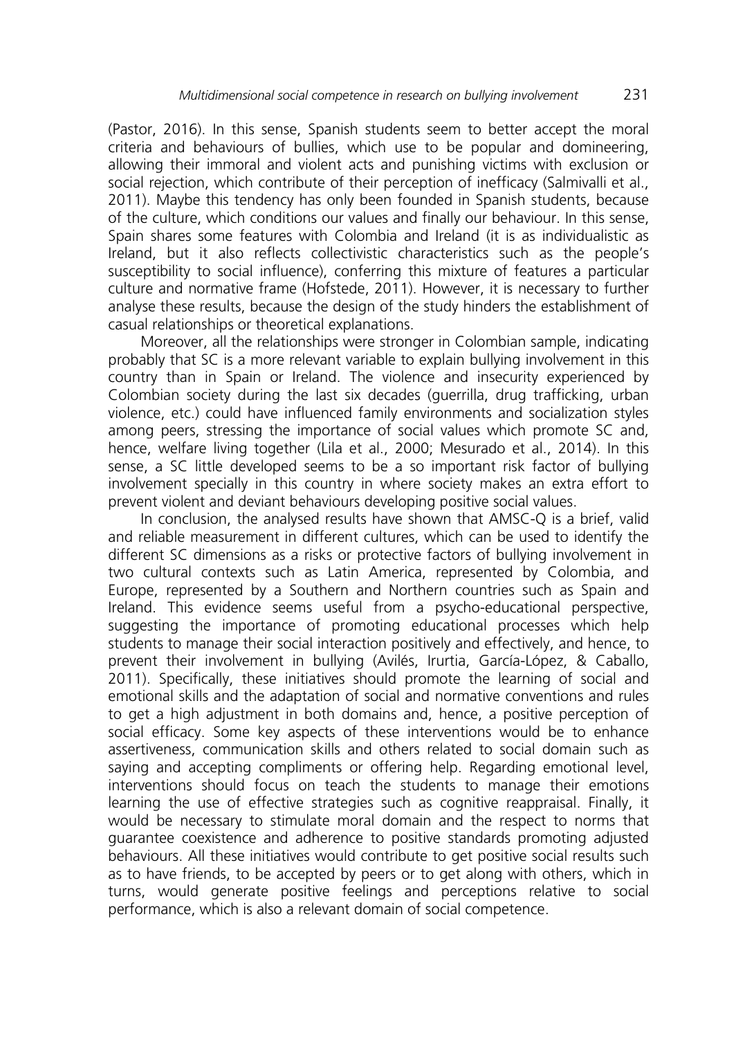(Pastor, 2016). In this sense, Spanish students seem to better accept the moral criteria and behaviours of bullies, which use to be popular and domineering, allowing their immoral and violent acts and punishing victims with exclusion or social rejection, which contribute of their perception of inefficacy (Salmivalli et al., 2011). Maybe this tendency has only been founded in Spanish students, because of the culture, which conditions our values and finally our behaviour. In this sense, Spain shares some features with Colombia and Ireland (it is as individualistic as Ireland, but it also reflects collectivistic characteristics such as the people's susceptibility to social influence), conferring this mixture of features a particular culture and normative frame (Hofstede, 2011). However, it is necessary to further analyse these results, because the design of the study hinders the establishment of casual relationships or theoretical explanations.

Moreover, all the relationships were stronger in Colombian sample, indicating probably that SC is a more relevant variable to explain bullying involvement in this country than in Spain or Ireland. The violence and insecurity experienced by Colombian society during the last six decades (guerrilla, drug trafficking, urban violence, etc.) could have influenced family environments and socialization styles among peers, stressing the importance of social values which promote SC and, hence, welfare living together (Lila et al., 2000; Mesurado et al., 2014). In this sense, a SC little developed seems to be a so important risk factor of bullying involvement specially in this country in where society makes an extra effort to prevent violent and deviant behaviours developing positive social values.

In conclusion, the analysed results have shown that AMSC-Q is a brief, valid and reliable measurement in different cultures, which can be used to identify the different SC dimensions as a risks or protective factors of bullying involvement in two cultural contexts such as Latin America, represented by Colombia, and Europe, represented by a Southern and Northern countries such as Spain and Ireland. This evidence seems useful from a psycho-educational perspective, suggesting the importance of promoting educational processes which help students to manage their social interaction positively and effectively, and hence, to prevent their involvement in bullying (Avilés, Irurtia, García-López, & Caballo, 2011). Specifically, these initiatives should promote the learning of social and emotional skills and the adaptation of social and normative conventions and rules to get a high adjustment in both domains and, hence, a positive perception of social efficacy. Some key aspects of these interventions would be to enhance assertiveness, communication skills and others related to social domain such as saying and accepting compliments or offering help. Regarding emotional level, interventions should focus on teach the students to manage their emotions learning the use of effective strategies such as cognitive reappraisal. Finally, it would be necessary to stimulate moral domain and the respect to norms that guarantee coexistence and adherence to positive standards promoting adjusted behaviours. All these initiatives would contribute to get positive social results such as to have friends, to be accepted by peers or to get along with others, which in turns, would generate positive feelings and perceptions relative to social performance, which is also a relevant domain of social competence.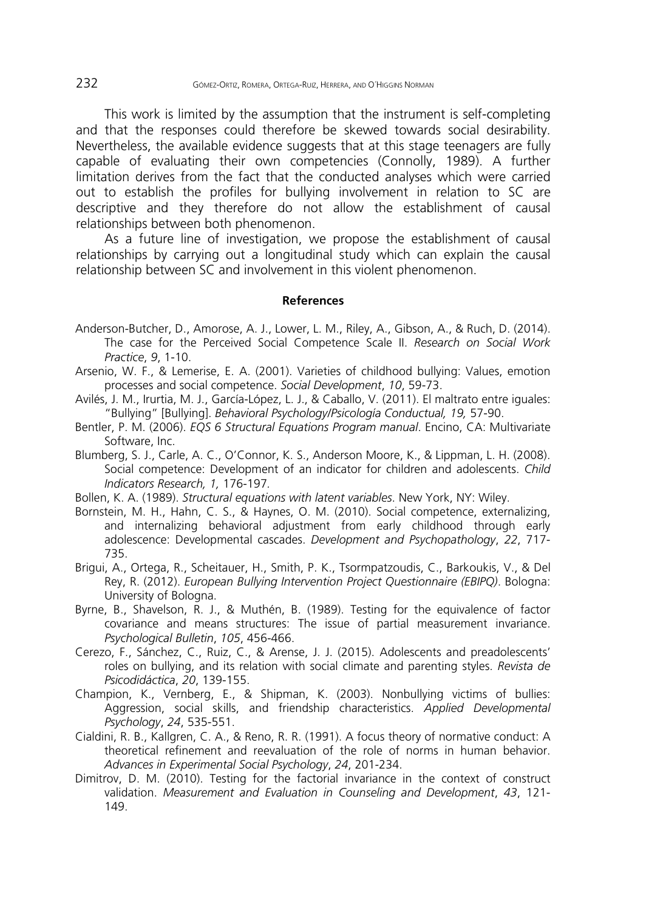This work is limited by the assumption that the instrument is self-completing and that the responses could therefore be skewed towards social desirability. Nevertheless, the available evidence suggests that at this stage teenagers are fully capable of evaluating their own competencies (Connolly, 1989). A further limitation derives from the fact that the conducted analyses which were carried out to establish the profiles for bullying involvement in relation to SC are descriptive and they therefore do not allow the establishment of causal relationships between both phenomenon.

As a future line of investigation, we propose the establishment of causal relationships by carrying out a longitudinal study which can explain the causal relationship between SC and involvement in this violent phenomenon.

## References

Anderson-Butcher, D., Amorose, A. J., Lower, L. M., Riley, A., Gibson, A., & Ruch, D. (2014). The case for the Perceived Social Competence Scale II. *Research on Social Work Practice*, *9*, 1-10.

Arsenio, W. F., & Lemerise, E. A. (2001). Varieties of childhood bullying: Values, emotion processes and social competence. *Social Development*, *10*, 59-73.

Avilés, J. M., Irurtia, M. J., García-López, L. J., & Caballo, V. (2011). El maltrato entre iguales: "Bullying" [Bullying]. *Behavioral Psychology/Psicología Conductual, 19,* 57-90.

Bentler, P. M. (2006). *EQS 6 Structural Equations Program manual*. Encino, CA: Multivariate Software, Inc.

Blumberg, S. J., Carle, A. C., O'Connor, K. S., Anderson Moore, K., & Lippman, L. H. (2008). Social competence: Development of an indicator for children and adolescents. *Child Indicators Research, 1,* 176-197.

Bollen, K. A. (1989). *Structural equations with latent variables*. New York, NY: Wiley.

Bornstein, M. H., Hahn, C. S., & Haynes, O. M. (2010). Social competence, externalizing, and internalizing behavioral adjustment from early childhood through early adolescence: Developmental cascades. *Development and Psychopathology*, *22*, 717-735.

Brigui, A., Ortega, R., Scheitauer, H., Smith, P. K., Tsormpatzoudis, C., Barkoukis, V., & Del Rey, R. (2012). *European Bullying Intervention Project Questionnaire (EBIPQ)*. Bologna: University of Bologna.

Byrne, B., Shavelson, R. J., & Muthén, B. (1989). Testing for the equivalence of factor covariance and means structures: The issue of partial measurement invariance. *Psychological Bulletin*, *105*, 456-466.

Cerezo, F., Sánchez, C., Ruiz, C., & Arense, J. J. (2015). Adolescents and preadolescents' roles on bullying, and its relation with social climate and parenting styles. *Revista de Psicodidáctica*, *20*, 139-155.

Champion, K., Vernberg, E., & Shipman, K. (2003). Nonbullying victims of bullies: Aggression, social skills, and friendship characteristics. *Applied Developmental Psychology*, *24*, 535-551.

Cialdini, R. B., Kallgren, C. A., & Reno, R. R. (1991). A focus theory of normative conduct: A theoretical refinement and reevaluation of the role of norms in human behavior. *Advances in Experimental Social Psychology*, *24*, 201-234.

Dimitrov, D. M. (2010). Testing for the factorial invariance in the context of construct validation. *Measurement and Evaluation in Counseling and Development*, *43*, 121-149.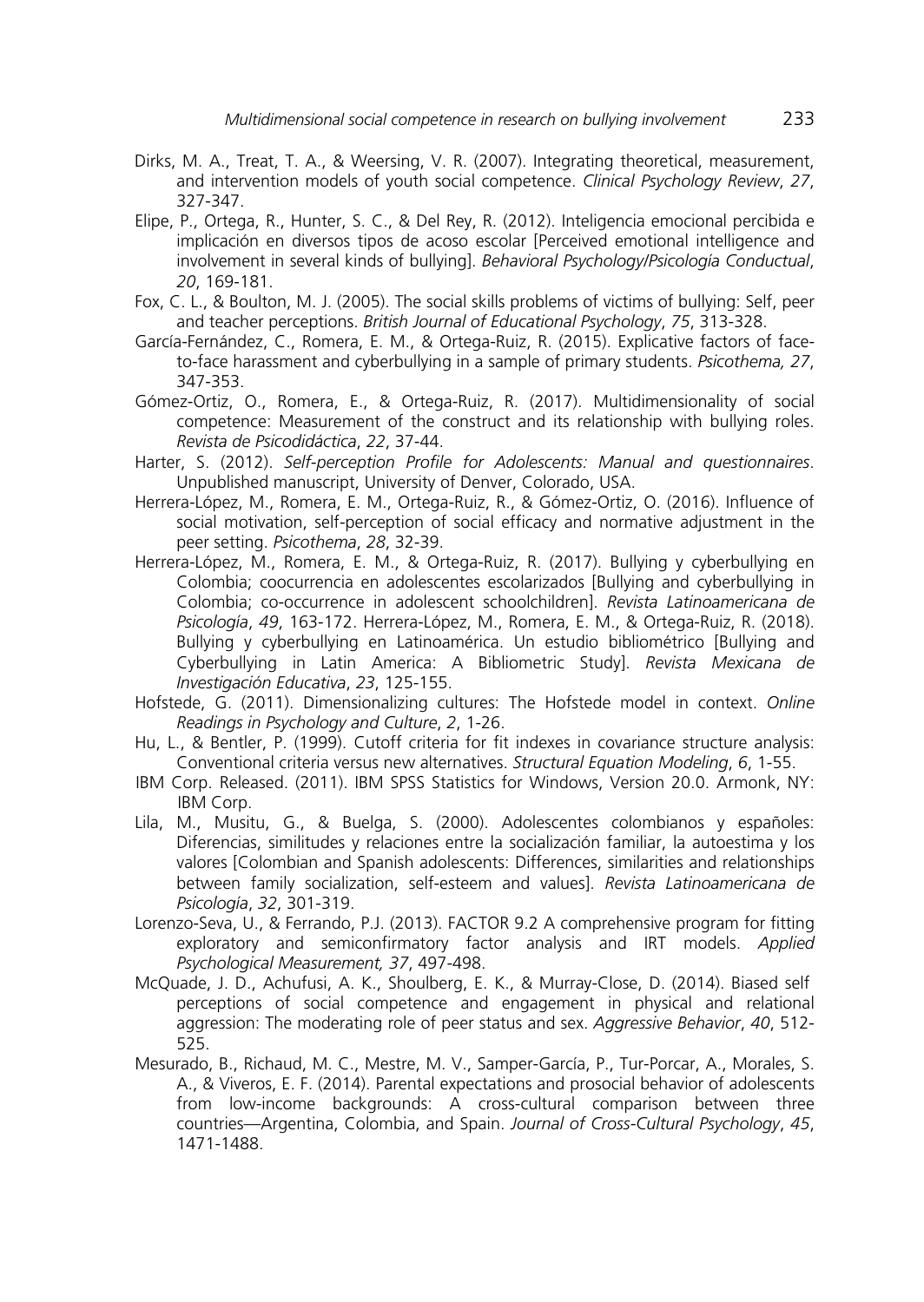Dirks, M. A., Treat, T. A., & Weersing, V. R. (2007). Integrating theoretical, measurement, and intervention models of youth social competence. *Clinical Psychology Review*, *27*, 327-347.

Elipe, P., Ortega, R., Hunter, S. C., & Del Rey, R. (2012). Inteligencia emocional percibida e implicación en diversos tipos de acoso escolar [Perceived emotional intelligence and involvement in several kinds of bullying]. *Behavioral Psychology/Psicología Conductual*, *20*, 169-181.

Fox, C. L., & Boulton, M. J. (2005). The social skills problems of victims of bullying: Self, peer and teacher perceptions. *British Journal of Educational Psychology*, *75*, 313-328.

García-Fernández, C., Romera, E. M., & Ortega-Ruiz, R. (2015). Explicative factors of face-to-face harassment and cyberbullying in a sample of primary students. *Psicothema, 27*, 347-353.

Gómez-Ortiz, O., Romera, E., & Ortega-Ruiz, R. (2017). Multidimensionality of social competence: Measurement of the construct and its relationship with bullying roles. *Revista de Psicodidáctica*, *22*, 37-44.

Harter, S. (2012). *Self-perception Profile for Adolescents: Manual and questionnaires*. Unpublished manuscript, University of Denver, Colorado, USA.

Herrera-López, M., Romera, E. M., Ortega-Ruiz, R., & Gómez-Ortiz, O. (2016). Influence of social motivation, self-perception of social efficacy and normative adjustment in the peer setting. *Psicothema*, *28*, 32-39.

Herrera-López, M., Romera, E. M., & Ortega-Ruiz, R. (2017). Bullying y cyberbullying en Colombia; coocurrencia en adolescentes escolarizados [Bullying and cyberbullying in Colombia; co-occurrence in adolescent schoolchildren]. *Revista Latinoamericana de Psicología*, *49*, 163-172. Herrera-López, M., Romera, E. M., & Ortega-Ruiz, R. (2018). Bullying y cyberbullying en Latinoamérica. Un estudio bibliométrico [Bullying and Cyberbullying in Latin America: A Bibliometric Study]. *Revista Mexicana de Investigación Educativa*, *23*, 125-155.

Hofstede, G. (2011). Dimensionalizing cultures: The Hofstede model in context. *Online Readings in Psychology and Culture*, *2*, 1-26.

Hu, L., & Bentler, P. (1999). Cutoff criteria for fit indexes in covariance structure analysis: Conventional criteria versus new alternatives. *Structural Equation Modeling*, *6*, 1-55.

IBM Corp. Released. (2011). IBM SPSS Statistics for Windows, Version 20.0. Armonk, NY: IBM Corp.

Lila, M., Musitu, G., & Buelga, S. (2000). Adolescentes colombianos y españoles: Diferencias, similitudes y relaciones entre la socialización familiar, la autoestima y los valores [Colombian and Spanish adolescents: Differences, similarities and relationships between family socialization, self-esteem and values]. *Revista Latinoamericana de Psicología*, *32*, 301-319.

Lorenzo-Seva, U., & Ferrando, P.J. (2013). FACTOR 9.2 A comprehensive program for fitting exploratory and semiconfirmatory factor analysis and IRT models. *Applied Psychological Measurement, 37*, 497-498.

McQuade, J. D., Achufusi, A. K., Shoulberg, E. K., & Murray-Close, D. (2014). Biased self perceptions of social competence and engagement in physical and relational aggression: The moderating role of peer status and sex. *Aggressive Behavior*, *40*, 512-525.

Mesurado, B., Richaud, M. C., Mestre, M. V., Samper-García, P., Tur-Porcar, A., Morales, S. A., & Viveros, E. F. (2014). Parental expectations and prosocial behavior of adolescents from low-income backgrounds: A cross-cultural comparison between three countries—Argentina, Colombia, and Spain. *Journal of Cross-Cultural Psychology*, *45*, 1471-1488.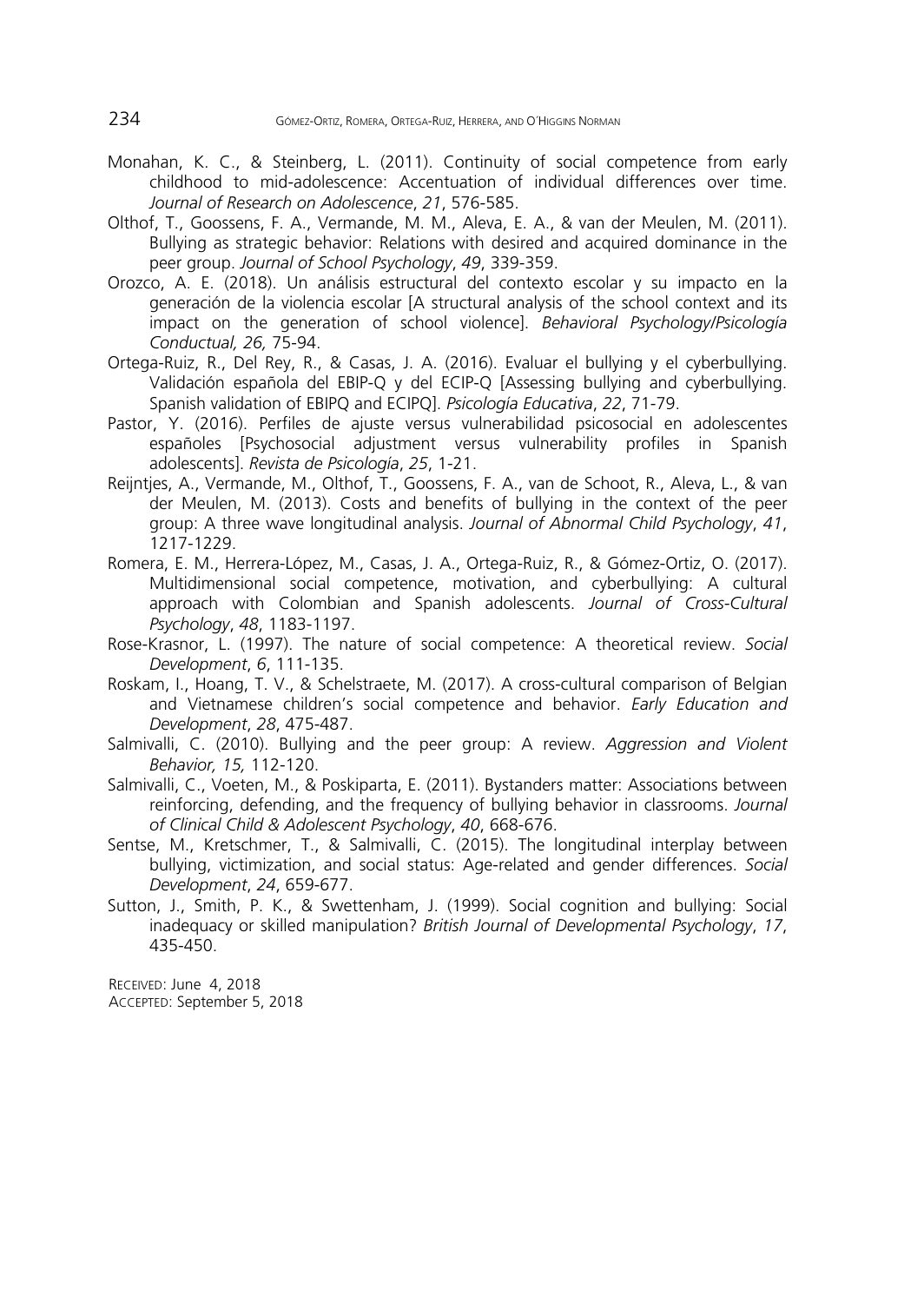Monahan, K. C., & Steinberg, L. (2011). Continuity of social competence from early childhood to mid-adolescence: Accentuation of individual differences over time. *Journal of Research on Adolescence*, *21*, 576-585.

Olthof, T., Goossens, F. A., Vermande, M. M., Aleva, E. A., & van der Meulen, M. (2011). Bullying as strategic behavior: Relations with desired and acquired dominance in the peer group. *Journal of School Psychology*, *49*, 339-359.

Orozco, A. E. (2018). Un análisis estructural del contexto escolar y su impacto en la generación de la violencia escolar [A structural analysis of the school context and its impact on the generation of school violence]. *Behavioral Psychology/Psicología Conductual, 26,* 75-94.

Ortega-Ruiz, R., Del Rey, R., & Casas, J. A. (2016). Evaluar el bullying y el cyberbullying. Validación española del EBIP-Q y del ECIP-Q [Assessing bullying and cyberbullying. Spanish validation of EBIPQ and ECIPQ]. *Psicología Educativa*, *22*, 71-79.

Pastor, Y. (2016). Perfiles de ajuste versus vulnerabilidad psicosocial en adolescentes españoles [Psychosocial adjustment versus vulnerability profiles in Spanish adolescents]. *Revista de Psicología*, *25*, 1-21.

Reijntjes, A., Vermande, M., Olthof, T., Goossens, F. A., van de Schoot, R., Aleva, L., & van der Meulen, M. (2013). Costs and benefits of bullying in the context of the peer group: A three wave longitudinal analysis. *Journal of Abnormal Child Psychology*, *41*, 1217-1229.

Romera, E. M., Herrera-López, M., Casas, J. A., Ortega-Ruiz, R., & Gómez-Ortiz, O. (2017). Multidimensional social competence, motivation, and cyberbullying: A cultural approach with Colombian and Spanish adolescents. *Journal of Cross-Cultural Psychology*, *48*, 1183-1197.

Rose-Krasnor, L. (1997). The nature of social competence: A theoretical review. *Social Development*, *6*, 111-135.

Roskam, I., Hoang, T. V., & Schelstraete, M. (2017). A cross-cultural comparison of Belgian and Vietnamese children's social competence and behavior. *Early Education and Development*, *28*, 475-487.

Salmivalli, C. (2010). Bullying and the peer group: A review. *Aggression and Violent Behavior, 15,* 112-120.

Salmivalli, C., Voeten, M., & Poskiparta, E. (2011). Bystanders matter: Associations between reinforcing, defending, and the frequency of bullying behavior in classrooms. *Journal of Clinical Child & Adolescent Psychology*, *40*, 668-676.

Sentse, M., Kretschmer, T., & Salmivalli, C. (2015). The longitudinal interplay between bullying, victimization, and social status: Age-related and gender differences. *Social Development*, *24*, 659-677.

Sutton, J., Smith, P. K., & Swettenham, J. (1999). Social cognition and bullying: Social inadequacy or skilled manipulation? *British Journal of Developmental Psychology*, *17*, 435-450.

RECEIVED: June 4, 2018
ACCEPTED: September 5, 2018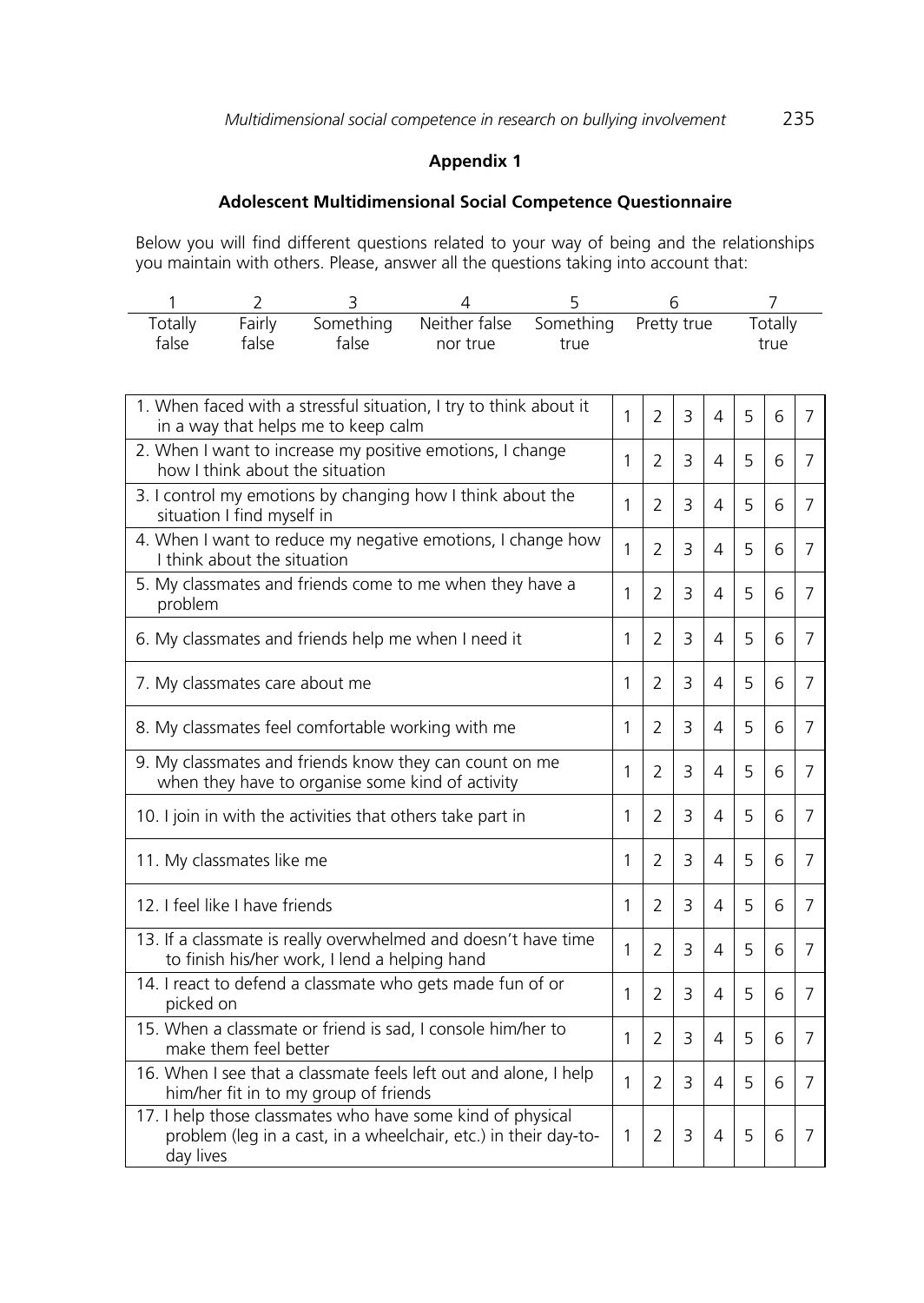## Appendix 1

### Adolescent Multidimensional Social Competence Questionnaire

Below you will find different questions related to your way of being and the relationships you maintain with others. Please, answer all the questions taking into account that:

| 1 | 2 | 3 | 4 | 5 | 6 | 7 |
|---|---|---|---|---|---|---|
| Totally false | Fairly false | Something false | Neither false nor true | Something true | Pretty true | Totally true |

| Item | | | | | | | |
|---|---|---|---|---|---|---|---|
| 1. When faced with a stressful situation, I try to think about it in a way that helps me to keep calm | 1 | 2 | 3 | 4 | 5 | 6 | 7 |
| 2. When I want to increase my positive emotions, I change how I think about the situation | 1 | 2 | 3 | 4 | 5 | 6 | 7 |
| 3. I control my emotions by changing how I think about the situation I find myself in | 1 | 2 | 3 | 4 | 5 | 6 | 7 |
| 4. When I want to reduce my negative emotions, I change how I think about the situation | 1 | 2 | 3 | 4 | 5 | 6 | 7 |
| 5. My classmates and friends come to me when they have a problem | 1 | 2 | 3 | 4 | 5 | 6 | 7 |
| 6. My classmates and friends help me when I need it | 1 | 2 | 3 | 4 | 5 | 6 | 7 |
| 7. My classmates care about me | 1 | 2 | 3 | 4 | 5 | 6 | 7 |
| 8. My classmates feel comfortable working with me | 1 | 2 | 3 | 4 | 5 | 6 | 7 |
| 9. My classmates and friends know they can count on me when they have to organise some kind of activity | 1 | 2 | 3 | 4 | 5 | 6 | 7 |
| 10. I join in with the activities that others take part in | 1 | 2 | 3 | 4 | 5 | 6 | 7 |
| 11. My classmates like me | 1 | 2 | 3 | 4 | 5 | 6 | 7 |
| 12. I feel like I have friends | 1 | 2 | 3 | 4 | 5 | 6 | 7 |
| 13. If a classmate is really overwhelmed and doesn't have time to finish his/her work, I lend a helping hand | 1 | 2 | 3 | 4 | 5 | 6 | 7 |
| 14. I react to defend a classmate who gets made fun of or picked on | 1 | 2 | 3 | 4 | 5 | 6 | 7 |
| 15. When a classmate or friend is sad, I console him/her to make them feel better | 1 | 2 | 3 | 4 | 5 | 6 | 7 |
| 16. When I see that a classmate feels left out and alone, I help him/her fit in to my group of friends | 1 | 2 | 3 | 4 | 5 | 6 | 7 |
| 17. I help those classmates who have some kind of physical problem (leg in a cast, in a wheelchair, etc.) in their day-to-day lives | 1 | 2 | 3 | 4 | 5 | 6 | 7 |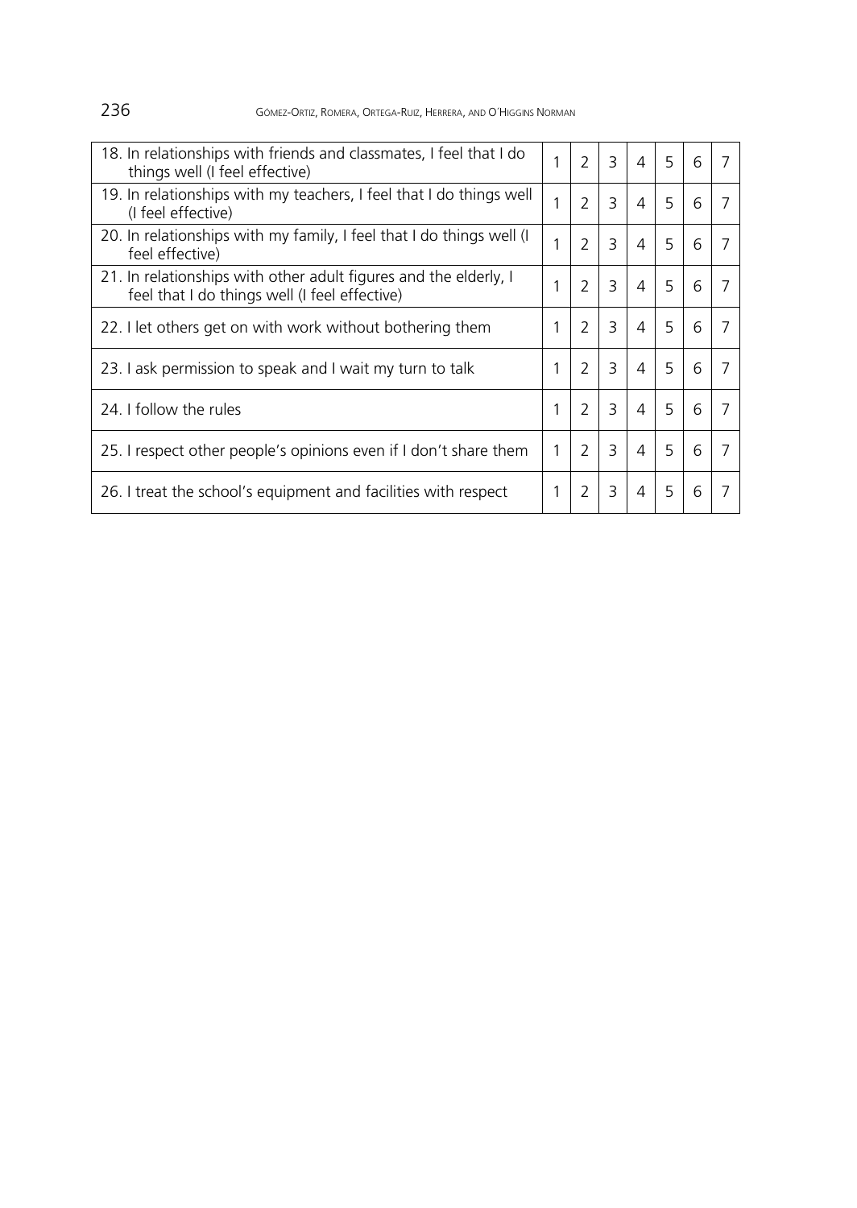| | | | | | | | |
|---|---|---|---|---|---|---|---|
| 18. In relationships with friends and classmates, I feel that I do things well (I feel effective) | 1 | 2 | 3 | 4 | 5 | 6 | 7 |
| 19. In relationships with my teachers, I feel that I do things well (I feel effective) | 1 | 2 | 3 | 4 | 5 | 6 | 7 |
| 20. In relationships with my family, I feel that I do things well (I feel effective) | 1 | 2 | 3 | 4 | 5 | 6 | 7 |
| 21. In relationships with other adult figures and the elderly, I feel that I do things well (I feel effective) | 1 | 2 | 3 | 4 | 5 | 6 | 7 |
| 22. I let others get on with work without bothering them | 1 | 2 | 3 | 4 | 5 | 6 | 7 |
| 23. I ask permission to speak and I wait my turn to talk | 1 | 2 | 3 | 4 | 5 | 6 | 7 |
| 24. I follow the rules | 1 | 2 | 3 | 4 | 5 | 6 | 7 |
| 25. I respect other people's opinions even if I don't share them | 1 | 2 | 3 | 4 | 5 | 6 | 7 |
| 26. I treat the school's equipment and facilities with respect | 1 | 2 | 3 | 4 | 5 | 6 | 7 |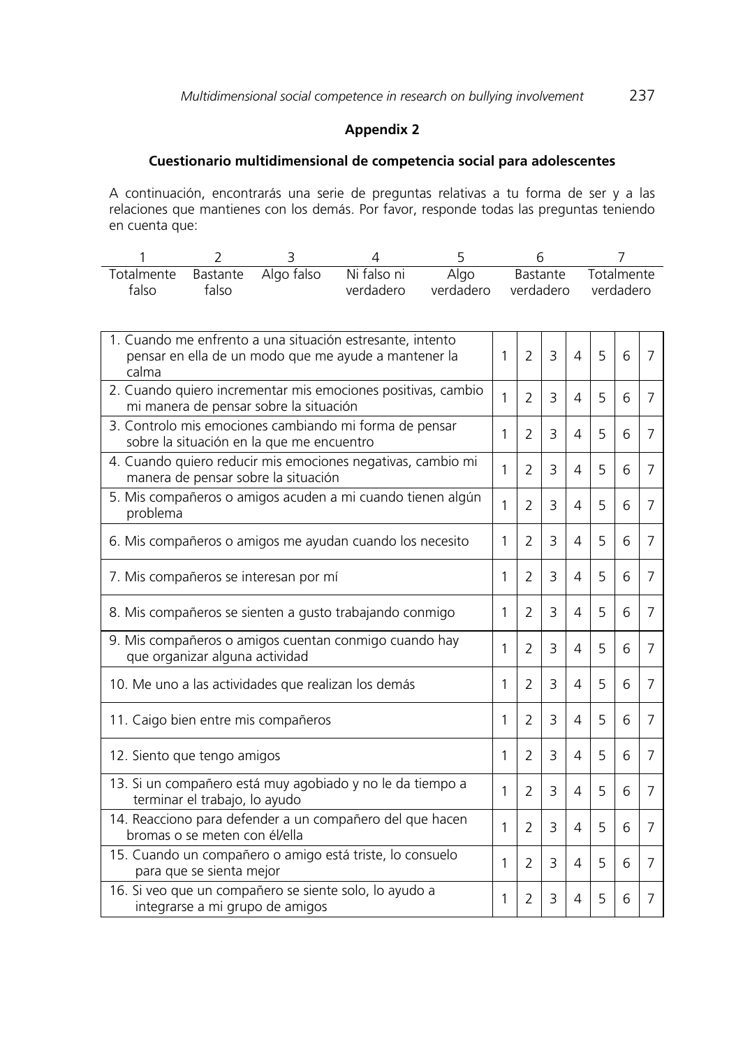## Appendix 2

### Cuestionario multidimensional de competencia social para adolescentes

A continuación, encontrarás una serie de preguntas relativas a tu forma de ser y a las relaciones que mantienes con los demás. Por favor, responde todas las preguntas teniendo en cuenta que:

| 1 | 2 | 3 | 4 | 5 | 6 | 7 |
|---|---|---|---|---|---|---|
| Totalmente falso | Bastante falso | Algo falso | Ni falso ni verdadero | Algo verdadero | Bastante verdadero | Totalmente verdadero |

| | | | | | | | |
|---|---|---|---|---|---|---|---|
| 1. Cuando me enfrento a una situación estresante, intento pensar en ella de un modo que me ayude a mantener la calma | 1 | 2 | 3 | 4 | 5 | 6 | 7 |
| 2. Cuando quiero incrementar mis emociones positivas, cambio mi manera de pensar sobre la situación | 1 | 2 | 3 | 4 | 5 | 6 | 7 |
| 3. Controlo mis emociones cambiando mi forma de pensar sobre la situación en la que me encuentro | 1 | 2 | 3 | 4 | 5 | 6 | 7 |
| 4. Cuando quiero reducir mis emociones negativas, cambio mi manera de pensar sobre la situación | 1 | 2 | 3 | 4 | 5 | 6 | 7 |
| 5. Mis compañeros o amigos acuden a mi cuando tienen algún problema | 1 | 2 | 3 | 4 | 5 | 6 | 7 |
| 6. Mis compañeros o amigos me ayudan cuando los necesito | 1 | 2 | 3 | 4 | 5 | 6 | 7 |
| 7. Mis compañeros se interesan por mí | 1 | 2 | 3 | 4 | 5 | 6 | 7 |
| 8. Mis compañeros se sienten a gusto trabajando conmigo | 1 | 2 | 3 | 4 | 5 | 6 | 7 |
| 9. Mis compañeros o amigos cuentan conmigo cuando hay que organizar alguna actividad | 1 | 2 | 3 | 4 | 5 | 6 | 7 |
| 10. Me uno a las actividades que realizan los demás | 1 | 2 | 3 | 4 | 5 | 6 | 7 |
| 11. Caigo bien entre mis compañeros | 1 | 2 | 3 | 4 | 5 | 6 | 7 |
| 12. Siento que tengo amigos | 1 | 2 | 3 | 4 | 5 | 6 | 7 |
| 13. Si un compañero está muy agobiado y no le da tiempo a terminar el trabajo, lo ayudo | 1 | 2 | 3 | 4 | 5 | 6 | 7 |
| 14. Reacciono para defender a un compañero del que hacen bromas o se meten con él/ella | 1 | 2 | 3 | 4 | 5 | 6 | 7 |
| 15. Cuando un compañero o amigo está triste, lo consuelo para que se sienta mejor | 1 | 2 | 3 | 4 | 5 | 6 | 7 |
| 16. Si veo que un compañero se siente solo, lo ayudo a integrarse a mi grupo de amigos | 1 | 2 | 3 | 4 | 5 | 6 | 7 |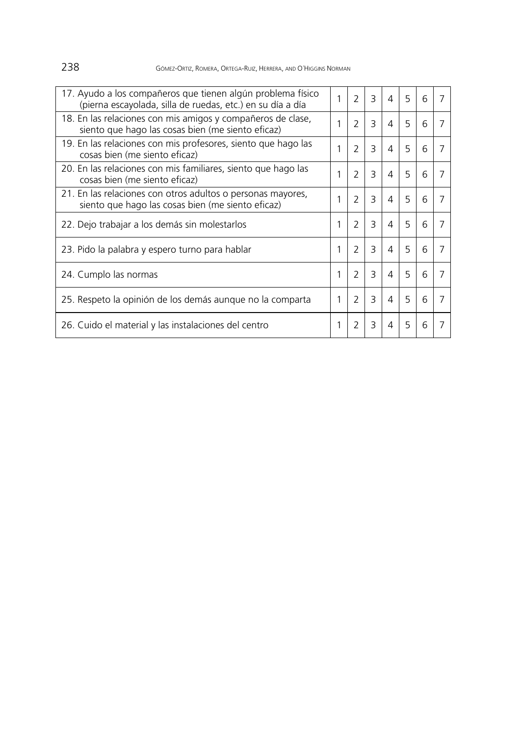| | | | | | | | |
|---|---|---|---|---|---|---|---|
| 17. Ayudo a los compañeros que tienen algún problema físico (pierna escayolada, silla de ruedas, etc.) en su día a día | 1 | 2 | 3 | 4 | 5 | 6 | 7 |
| 18. En las relaciones con mis amigos y compañeros de clase, siento que hago las cosas bien (me siento eficaz) | 1 | 2 | 3 | 4 | 5 | 6 | 7 |
| 19. En las relaciones con mis profesores, siento que hago las cosas bien (me siento eficaz) | 1 | 2 | 3 | 4 | 5 | 6 | 7 |
| 20. En las relaciones con mis familiares, siento que hago las cosas bien (me siento eficaz) | 1 | 2 | 3 | 4 | 5 | 6 | 7 |
| 21. En las relaciones con otros adultos o personas mayores, siento que hago las cosas bien (me siento eficaz) | 1 | 2 | 3 | 4 | 5 | 6 | 7 |
| 22. Dejo trabajar a los demás sin molestarlos | 1 | 2 | 3 | 4 | 5 | 6 | 7 |
| 23. Pido la palabra y espero turno para hablar | 1 | 2 | 3 | 4 | 5 | 6 | 7 |
| 24. Cumplo las normas | 1 | 2 | 3 | 4 | 5 | 6 | 7 |
| 25. Respeto la opinión de los demás aunque no la comparta | 1 | 2 | 3 | 4 | 5 | 6 | 7 |
| 26. Cuido el material y las instalaciones del centro | 1 | 2 | 3 | 4 | 5 | 6 | 7 |